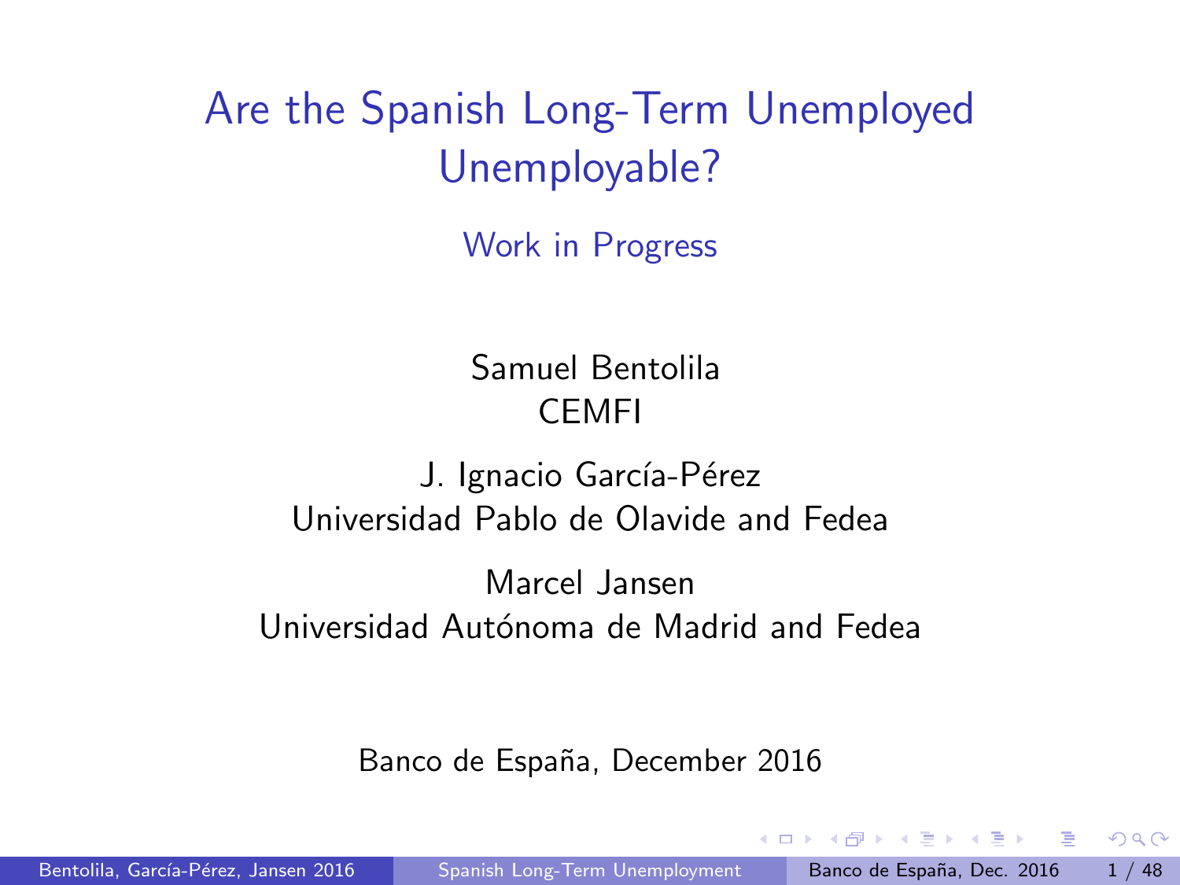# Are the Spanish Long-Term Unemployed Unemployable?

Work in Progress

Samuel Bentolila
CEMFI

J. Ignacio García-Pérez
Universidad Pablo de Olavide and Fedea

Marcel Jansen
Universidad Autónoma de Madrid and Fedea

Banco de España, December 2016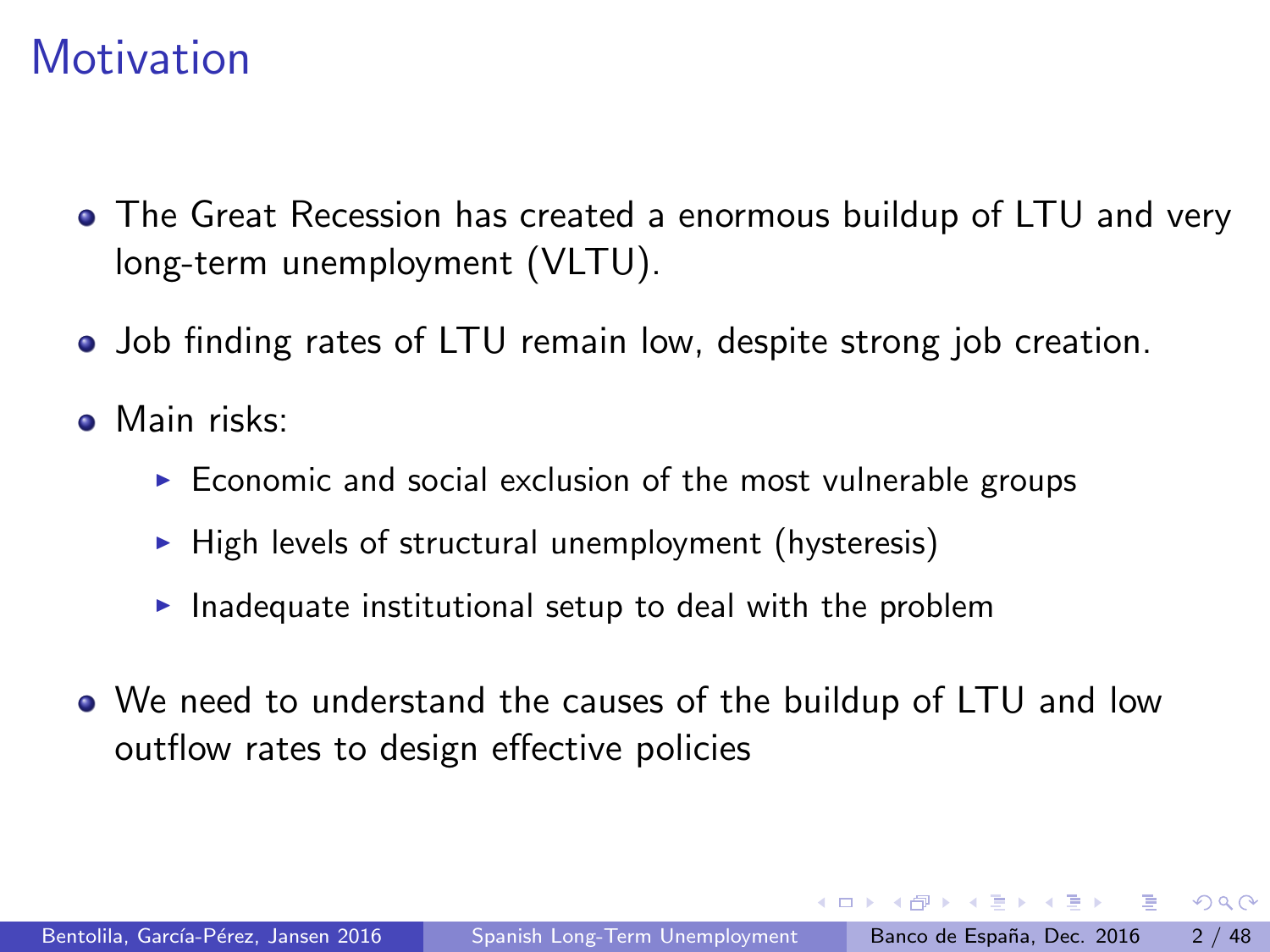# Motivation

- The Great Recession has created a enormous buildup of LTU and very long-term unemployment (VLTU).
- Job finding rates of LTU remain low, despite strong job creation.
- Main risks:
  - Economic and social exclusion of the most vulnerable groups
  - High levels of structural unemployment (hysteresis)
  - Inadequate institutional setup to deal with the problem
- We need to understand the causes of the buildup of LTU and low outflow rates to design effective policies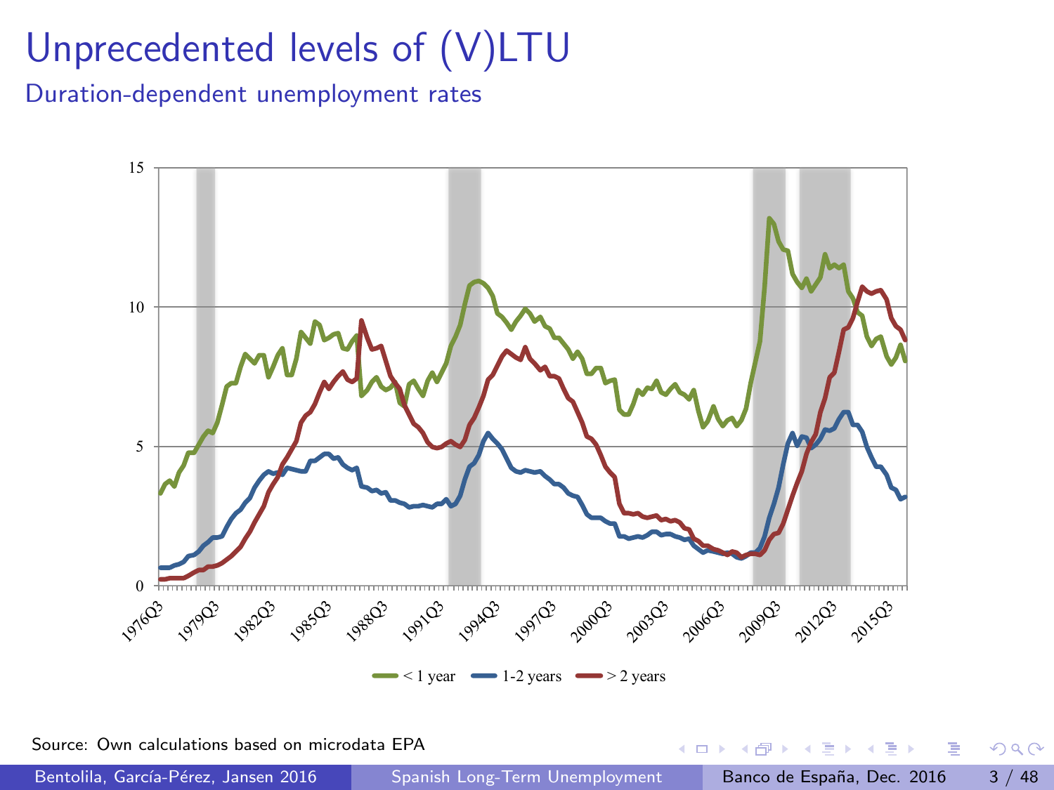# Unprecedented levels of (V)LTU

## Duration-dependent unemployment rates

Source: Own calculations based on microdata EPA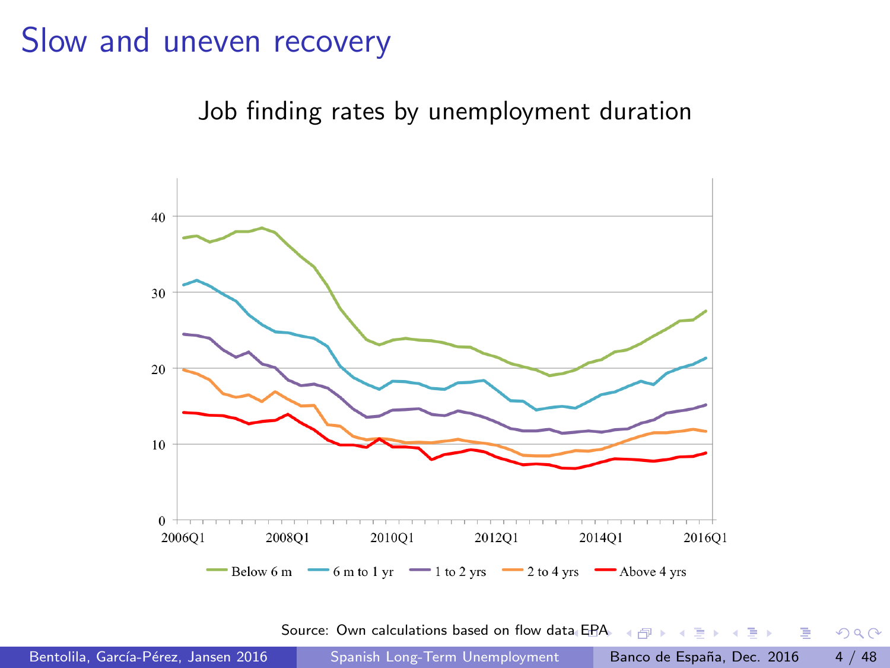# Slow and uneven recovery

Job finding rates by unemployment duration

Source: Own calculations based on flow data EPA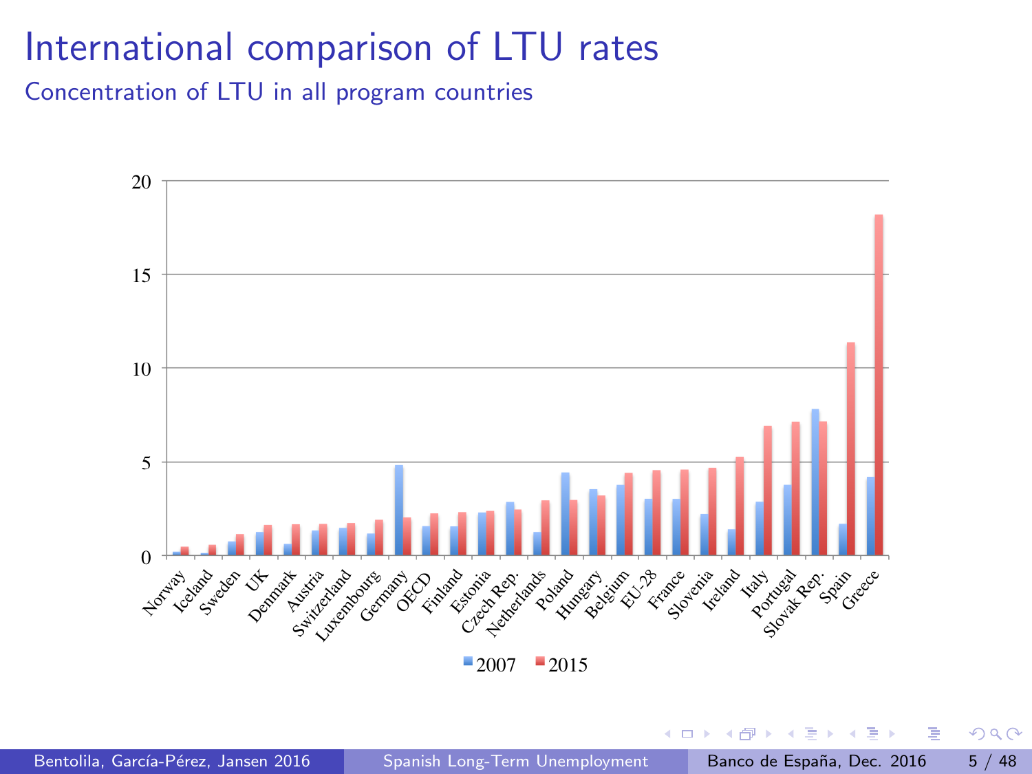# International comparison of LTU rates

## Concentration of LTU in all program countries

| Country | 2007 | 2015 |
|---|---|---|
| Norway | 0.2 | 0.5 |
| Iceland | 0.1 | 0.6 |
| Sweden | 0.8 | 1.1 |
| UK | 1.3 | 1.6 |
| Denmark | 0.6 | 1.7 |
| Austria | 1.3 | 1.7 |
| Switzerland | 1.5 | 1.7 |
| Luxembourg | 1.2 | 1.9 |
| Germany | 4.8 | 2.0 |
| OECD | 1.6 | 2.3 |
| Finland | 1.6 | 2.3 |
| Estonia | 2.3 | 2.4 |
| Czech Rep. | 2.8 | 2.4 |
| Netherlands | 1.3 | 2.9 |
| Poland | 4.4 | 3.0 |
| Hungary | 3.5 | 3.2 |
| Belgium | 3.8 | 4.4 |
| EU-28 | 3.0 | 4.5 |
| France | 3.0 | 4.6 |
| Slovenia | 2.2 | 4.7 |
| Ireland | 1.4 | 5.3 |
| Italy | 2.9 | 6.9 |
| Portugal | 3.8 | 7.1 |
| Slovak Rep. | 7.8 | 7.1 |
| Spain | 1.7 | 11.4 |
| Greece | 4.2 | 18.2 |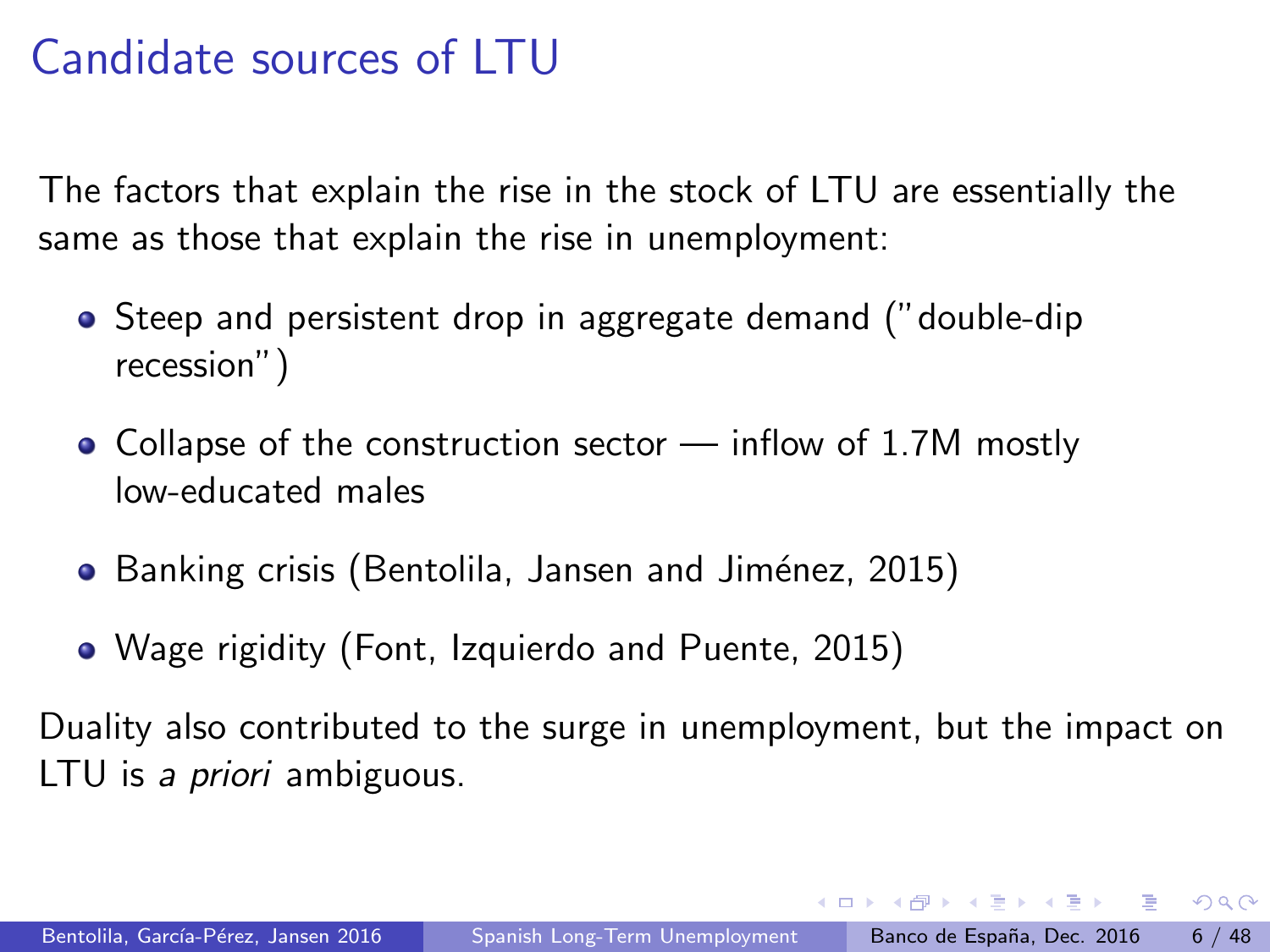# Candidate sources of LTU

The factors that explain the rise in the stock of LTU are essentially the same as those that explain the rise in unemployment:

- Steep and persistent drop in aggregate demand ("double-dip recession")
- Collapse of the construction sector — inflow of 1.7M mostly low-educated males
- Banking crisis (Bentolila, Jansen and Jiménez, 2015)
- Wage rigidity (Font, Izquierdo and Puente, 2015)

Duality also contributed to the surge in unemployment, but the impact on LTU is *a priori* ambiguous.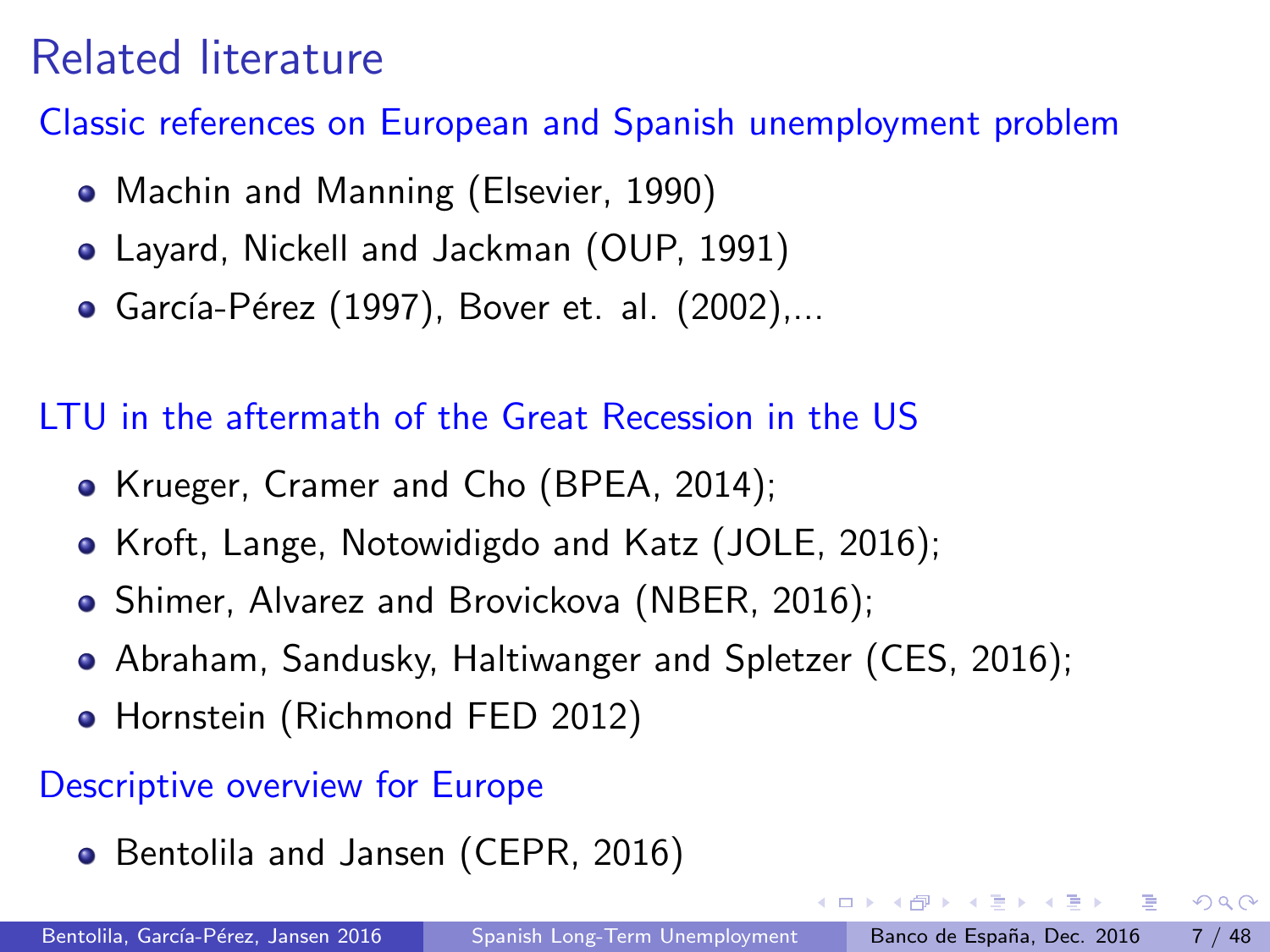# Related literature

## Classic references on European and Spanish unemployment problem

- Machin and Manning (Elsevier, 1990)
- Layard, Nickell and Jackman (OUP, 1991)
- García-Pérez (1997), Bover et. al. (2002),...

## LTU in the aftermath of the Great Recession in the US

- Krueger, Cramer and Cho (BPEA, 2014);
- Kroft, Lange, Notowidigdo and Katz (JOLE, 2016);
- Shimer, Alvarez and Brovickova (NBER, 2016);
- Abraham, Sandusky, Haltiwanger and Spletzer (CES, 2016);
- Hornstein (Richmond FED 2012)

## Descriptive overview for Europe

- Bentolila and Jansen (CEPR, 2016)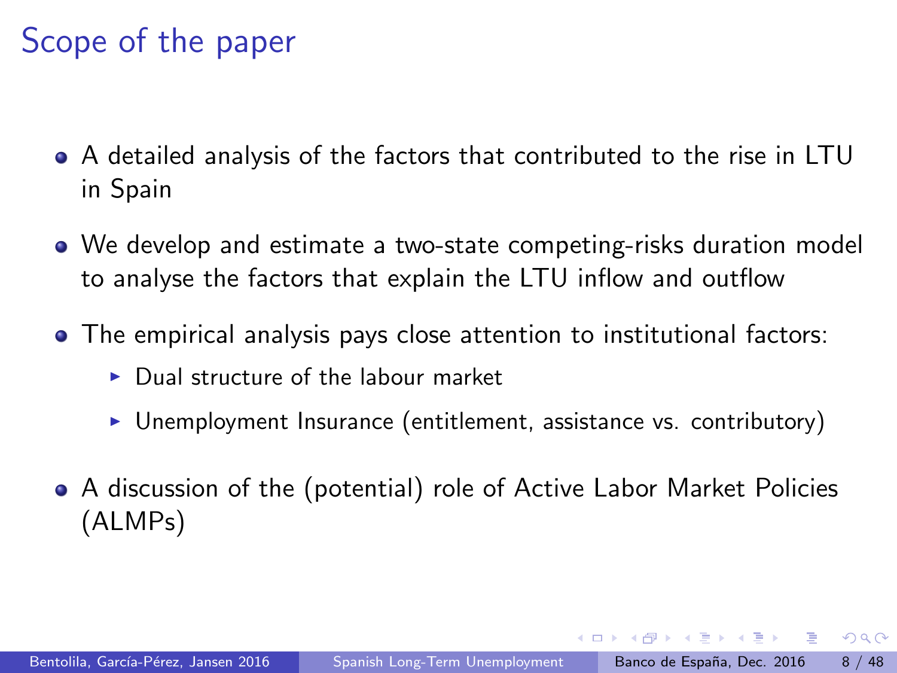# Scope of the paper

- A detailed analysis of the factors that contributed to the rise in LTU in Spain
- We develop and estimate a two-state competing-risks duration model to analyse the factors that explain the LTU inflow and outflow
- The empirical analysis pays close attention to institutional factors:
  - Dual structure of the labour market
  - Unemployment Insurance (entitlement, assistance vs. contributory)
- A discussion of the (potential) role of Active Labor Market Policies (ALMPs)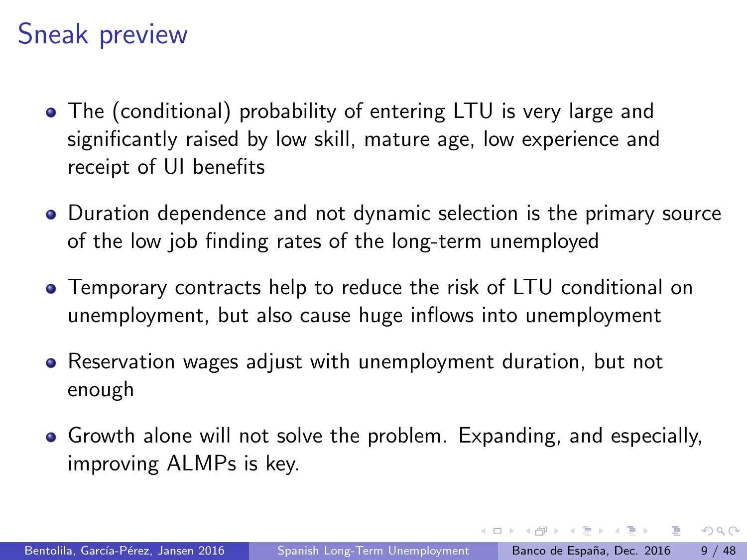# Sneak preview

- The (conditional) probability of entering LTU is very large and significantly raised by low skill, mature age, low experience and receipt of UI benefits
- Duration dependence and not dynamic selection is the primary source of the low job finding rates of the long-term unemployed
- Temporary contracts help to reduce the risk of LTU conditional on unemployment, but also cause huge inflows into unemployment
- Reservation wages adjust with unemployment duration, but not enough
- Growth alone will not solve the problem. Expanding, and especially, improving ALMPs is key.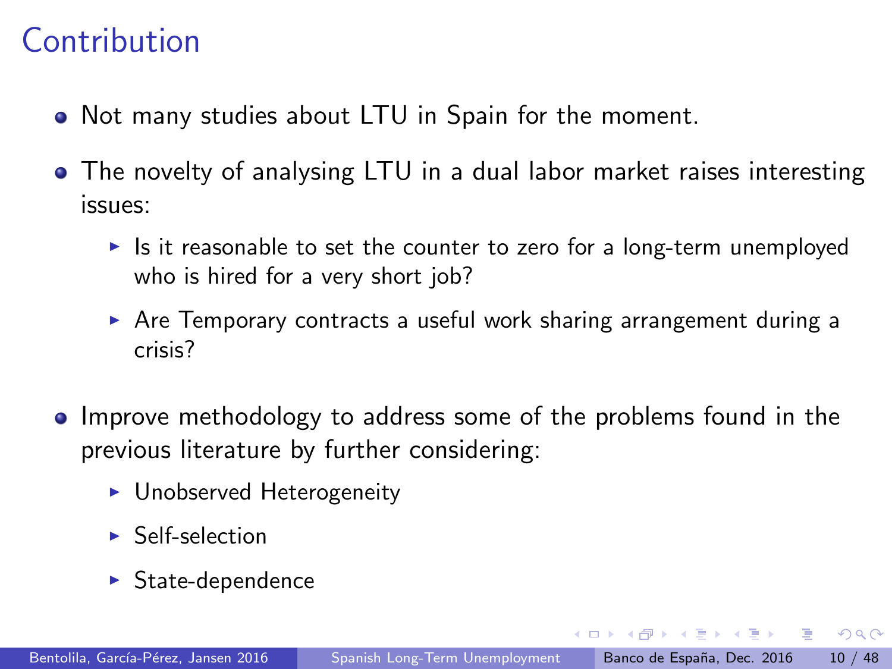# Contribution

- Not many studies about LTU in Spain for the moment.
- The novelty of analysing LTU in a dual labor market raises interesting issues:
  - Is it reasonable to set the counter to zero for a long-term unemployed who is hired for a very short job?
  - Are Temporary contracts a useful work sharing arrangement during a crisis?
- Improve methodology to address some of the problems found in the previous literature by further considering:
  - Unobserved Heterogeneity
  - Self-selection
  - State-dependence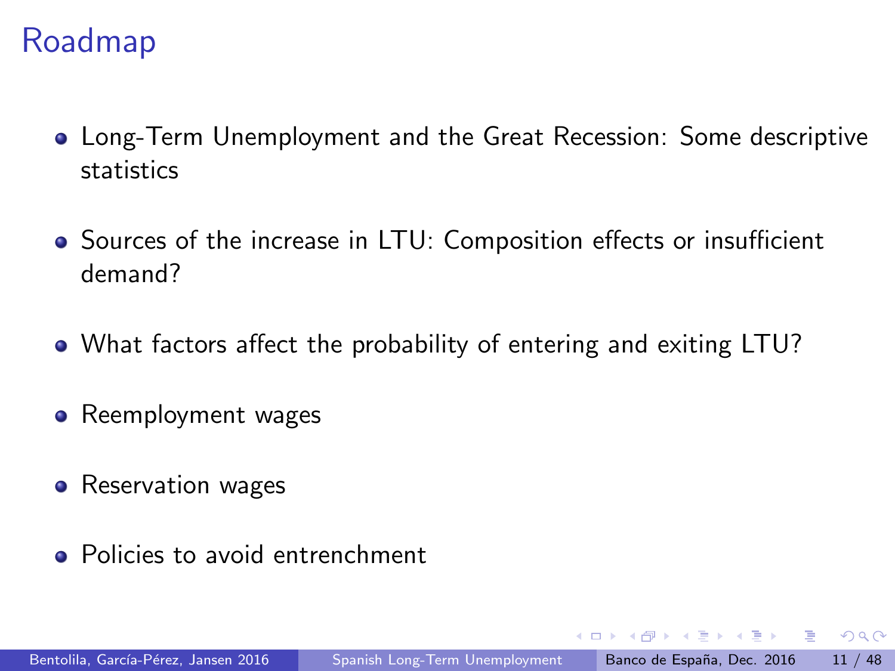# Roadmap

- Long-Term Unemployment and the Great Recession: Some descriptive statistics
- Sources of the increase in LTU: Composition effects or insufficient demand?
- What factors affect the probability of entering and exiting LTU?
- Reemployment wages
- Reservation wages
- Policies to avoid entrenchment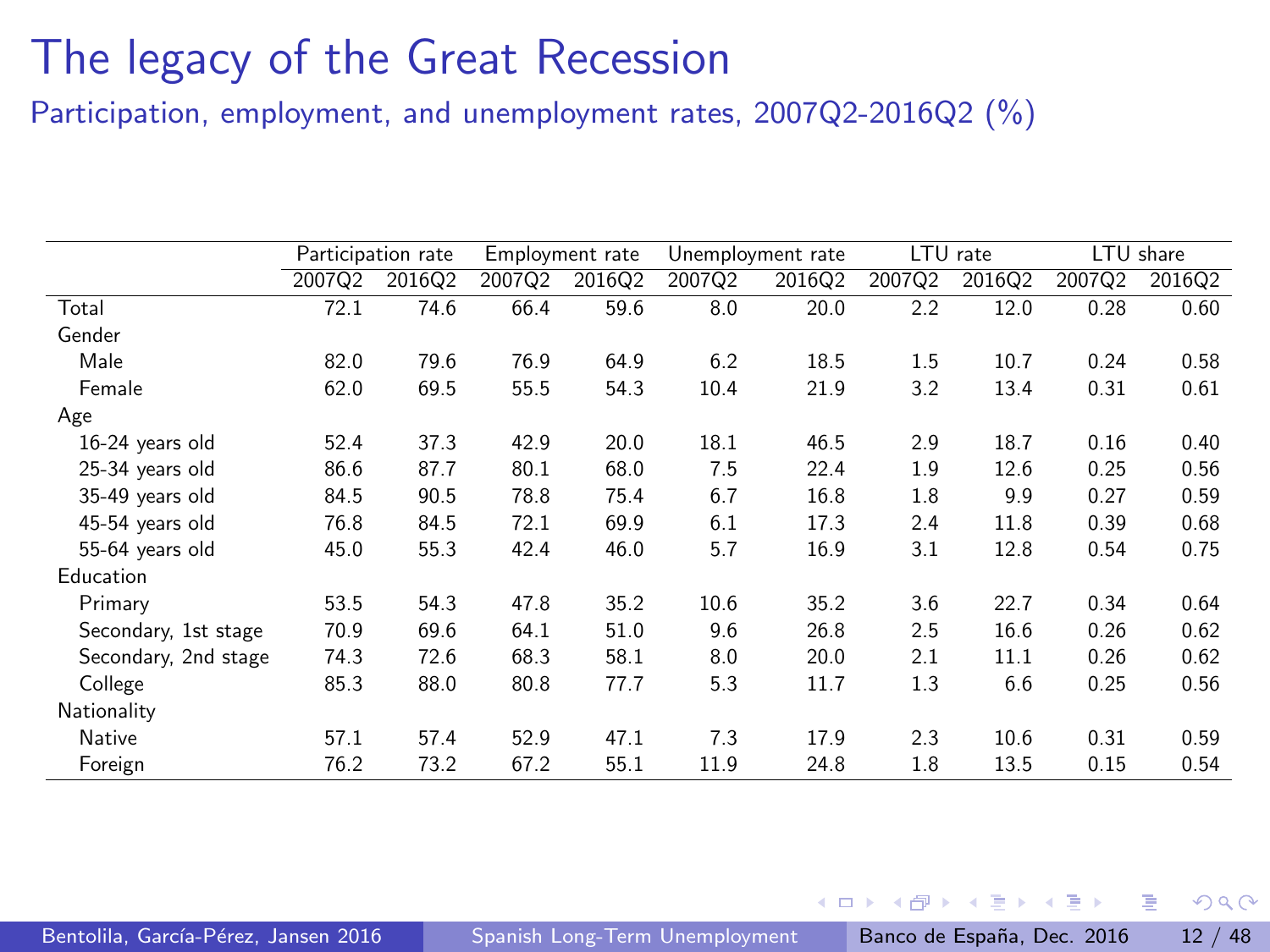# The legacy of the Great Recession

## Participation, employment, and unemployment rates, 2007Q2-2016Q2 (%)

| | Participation rate | | Employment rate | | Unemployment rate | | LTU rate | | LTU share | |
|---|---|---|---|---|---|---|---|---|---|---|
| | 2007Q2 | 2016Q2 | 2007Q2 | 2016Q2 | 2007Q2 | 2016Q2 | 2007Q2 | 2016Q2 | 2007Q2 | 2016Q2 |
| Total | 72.1 | 74.6 | 66.4 | 59.6 | 8.0 | 20.0 | 2.2 | 12.0 | 0.28 | 0.60 |
| Gender | | | | | | | | | | |
| Male | 82.0 | 79.6 | 76.9 | 64.9 | 6.2 | 18.5 | 1.5 | 10.7 | 0.24 | 0.58 |
| Female | 62.0 | 69.5 | 55.5 | 54.3 | 10.4 | 21.9 | 3.2 | 13.4 | 0.31 | 0.61 |
| Age | | | | | | | | | | |
| 16-24 years old | 52.4 | 37.3 | 42.9 | 20.0 | 18.1 | 46.5 | 2.9 | 18.7 | 0.16 | 0.40 |
| 25-34 years old | 86.6 | 87.7 | 80.1 | 68.0 | 7.5 | 22.4 | 1.9 | 12.6 | 0.25 | 0.56 |
| 35-49 years old | 84.5 | 90.5 | 78.8 | 75.4 | 6.7 | 16.8 | 1.8 | 9.9 | 0.27 | 0.59 |
| 45-54 years old | 76.8 | 84.5 | 72.1 | 69.9 | 6.1 | 17.3 | 2.4 | 11.8 | 0.39 | 0.68 |
| 55-64 years old | 45.0 | 55.3 | 42.4 | 46.0 | 5.7 | 16.9 | 3.1 | 12.8 | 0.54 | 0.75 |
| Education | | | | | | | | | | |
| Primary | 53.5 | 54.3 | 47.8 | 35.2 | 10.6 | 35.2 | 3.6 | 22.7 | 0.34 | 0.64 |
| Secondary, 1st stage | 70.9 | 69.6 | 64.1 | 51.0 | 9.6 | 26.8 | 2.5 | 16.6 | 0.26 | 0.62 |
| Secondary, 2nd stage | 74.3 | 72.6 | 68.3 | 58.1 | 8.0 | 20.0 | 2.1 | 11.1 | 0.26 | 0.62 |
| College | 85.3 | 88.0 | 80.8 | 77.7 | 5.3 | 11.7 | 1.3 | 6.6 | 0.25 | 0.56 |
| Nationality | | | | | | | | | | |
| Native | 57.1 | 57.4 | 52.9 | 47.1 | 7.3 | 17.9 | 2.3 | 10.6 | 0.31 | 0.59 |
| Foreign | 76.2 | 73.2 | 67.2 | 55.1 | 11.9 | 24.8 | 1.8 | 13.5 | 0.15 | 0.54 |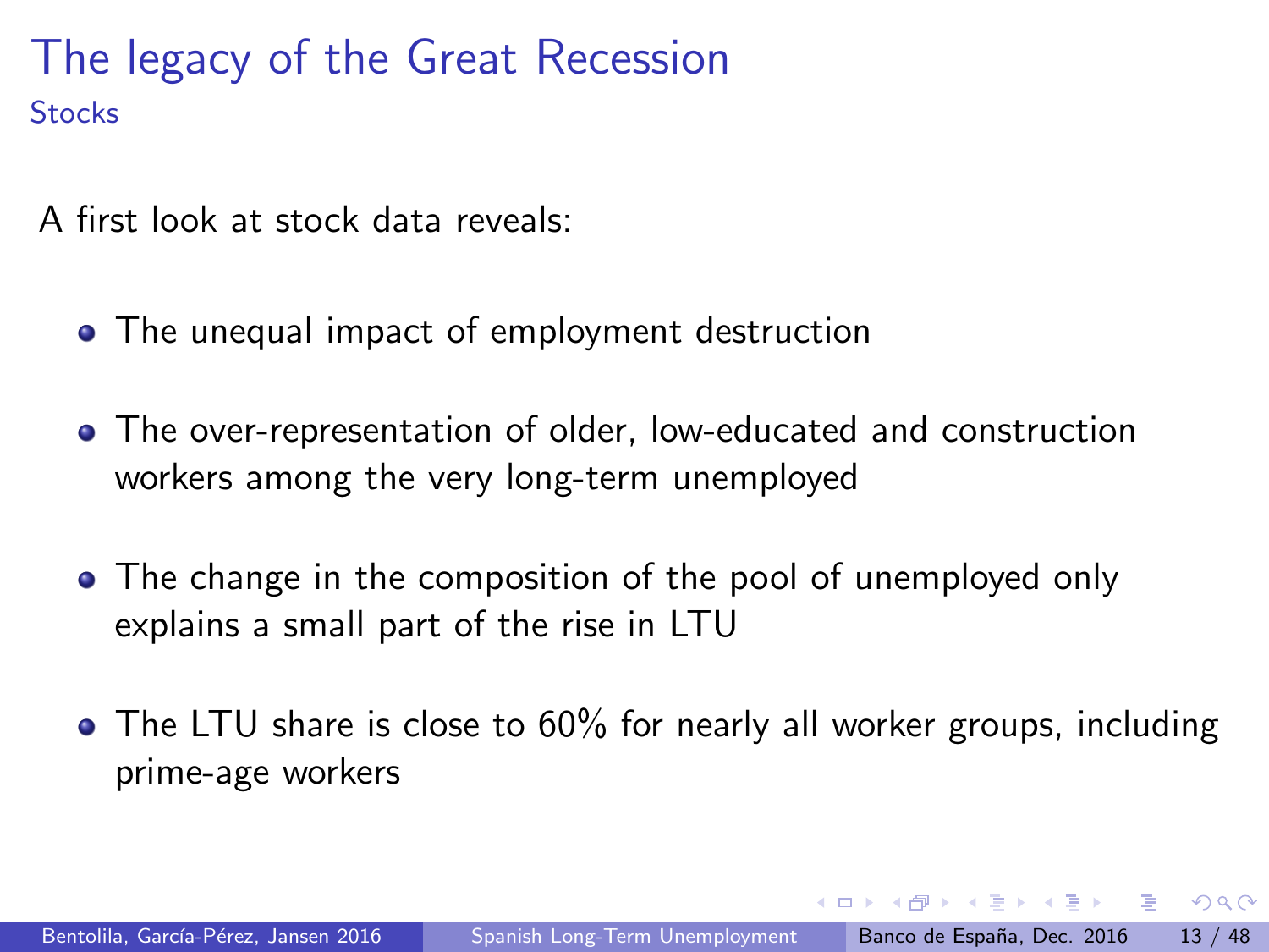# The legacy of the Great Recession

## Stocks

A first look at stock data reveals:

- The unequal impact of employment destruction
- The over-representation of older, low-educated and construction workers among the very long-term unemployed
- The change in the composition of the pool of unemployed only explains a small part of the rise in LTU
- The LTU share is close to 60% for nearly all worker groups, including prime-age workers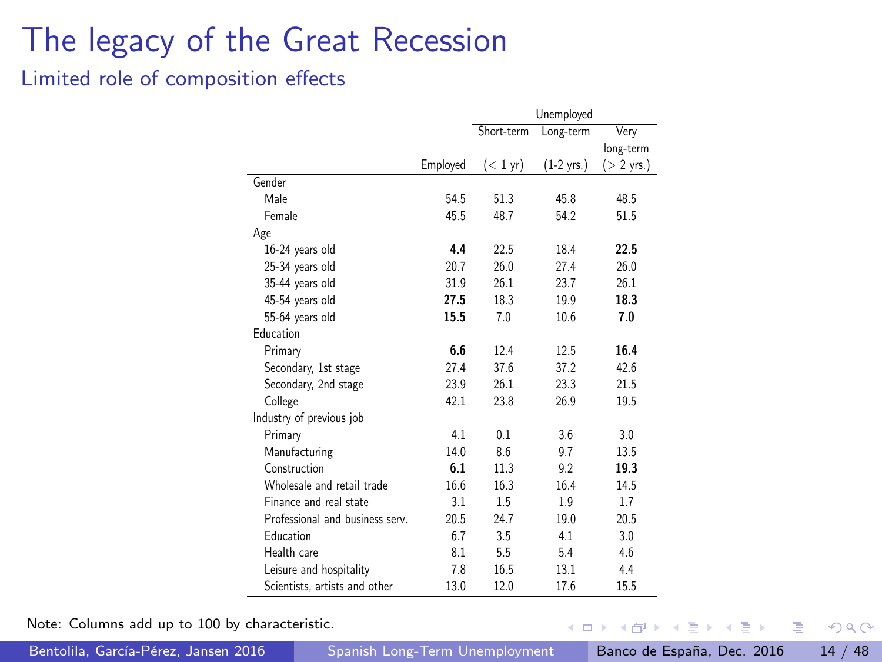# The legacy of the Great Recession

## Limited role of composition effects

| | Employed | Unemployed Short-term (< 1 yr) | Unemployed Long-term (1-2 yrs.) | Unemployed Very long-term (> 2 yrs.) |
|---|---|---|---|---|
| Gender | | | | |
| Male | 54.5 | 51.3 | 45.8 | 48.5 |
| Female | 45.5 | 48.7 | 54.2 | 51.5 |
| Age | | | | |
| 16-24 years old | **4.4** | 22.5 | 18.4 | **22.5** |
| 25-34 years old | 20.7 | 26.0 | 27.4 | 26.0 |
| 35-44 years old | 31.9 | 26.1 | 23.7 | 26.1 |
| 45-54 years old | **27.5** | 18.3 | 19.9 | **18.3** |
| 55-64 years old | **15.5** | 7.0 | 10.6 | **7.0** |
| Education | | | | |
| Primary | **6.6** | 12.4 | 12.5 | **16.4** |
| Secondary, 1st stage | 27.4 | 37.6 | 37.2 | 42.6 |
| Secondary, 2nd stage | 23.9 | 26.1 | 23.3 | 21.5 |
| College | 42.1 | 23.8 | 26.9 | 19.5 |
| Industry of previous job | | | | |
| Primary | 4.1 | 0.1 | 3.6 | 3.0 |
| Manufacturing | 14.0 | 8.6 | 9.7 | 13.5 |
| Construction | **6.1** | 11.3 | 9.2 | **19.3** |
| Wholesale and retail trade | 16.6 | 16.3 | 16.4 | 14.5 |
| Finance and real state | 3.1 | 1.5 | 1.9 | 1.7 |
| Professional and business serv. | 20.5 | 24.7 | 19.0 | 20.5 |
| Education | 6.7 | 3.5 | 4.1 | 3.0 |
| Health care | 8.1 | 5.5 | 5.4 | 4.6 |
| Leisure and hospitality | 7.8 | 16.5 | 13.1 | 4.4 |
| Scientists, artists and other | 13.0 | 12.0 | 17.6 | 15.5 |

Note: Columns add up to 100 by characteristic.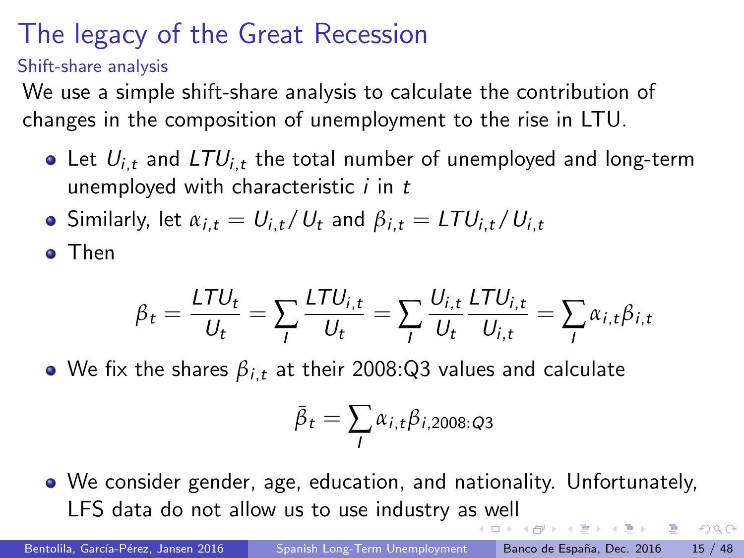# The legacy of the Great Recession

## Shift-share analysis

We use a simple shift-share analysis to calculate the contribution of changes in the composition of unemployment to the rise in LTU.

- Let $U_{i,t}$ and $LTU_{i,t}$ the total number of unemployed and long-term unemployed with characteristic $i$ in $t$
- Similarly, let $\alpha_{i,t} = U_{i,t}/U_t$ and $\beta_{i,t} = LTU_{i,t}/U_{i,t}$
- Then

$$\beta_t = \frac{LTU_t}{U_t} = \sum_I \frac{LTU_{i,t}}{U_t} = \sum_I \frac{U_{i,t}}{U_t}\frac{LTU_{i,t}}{U_{i,t}} = \sum_I \alpha_{i,t}\beta_{i,t}$$

- We fix the shares $\beta_{i,t}$ at their 2008:Q3 values and calculate

$$\bar{\beta}_t = \sum_I \alpha_{i,t}\beta_{i,2008:Q3}$$

- We consider gender, age, education, and nationality. Unfortunately, LFS data do not allow us to use industry as well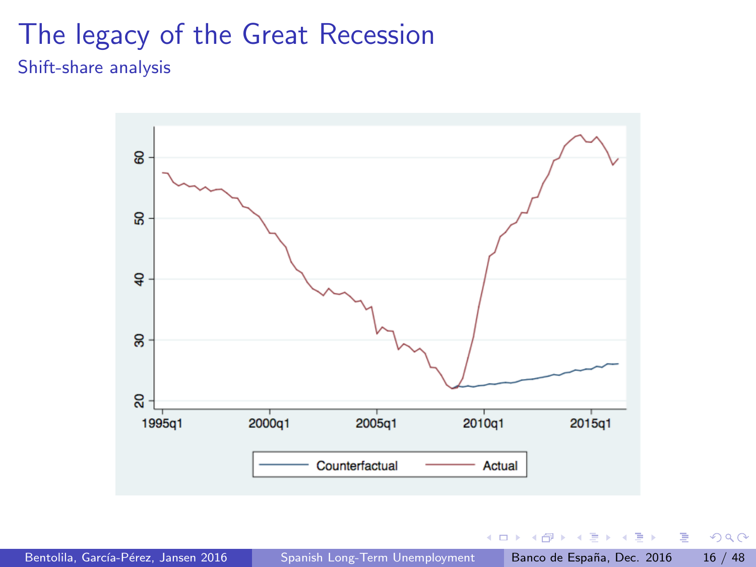# The legacy of the Great Recession

## Shift-share analysis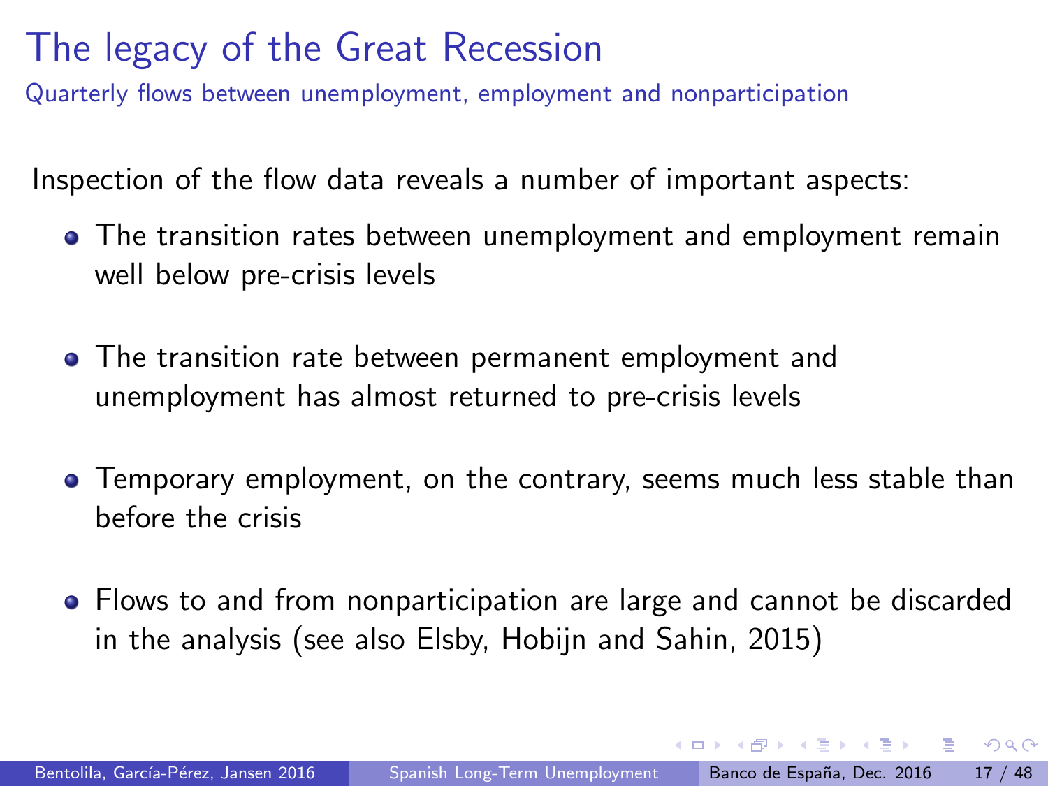# The legacy of the Great Recession

## Quarterly flows between unemployment, employment and nonparticipation

Inspection of the flow data reveals a number of important aspects:

- The transition rates between unemployment and employment remain well below pre-crisis levels
- The transition rate between permanent employment and unemployment has almost returned to pre-crisis levels
- Temporary employment, on the contrary, seems much less stable than before the crisis
- Flows to and from nonparticipation are large and cannot be discarded in the analysis (see also Elsby, Hobijn and Sahin, 2015)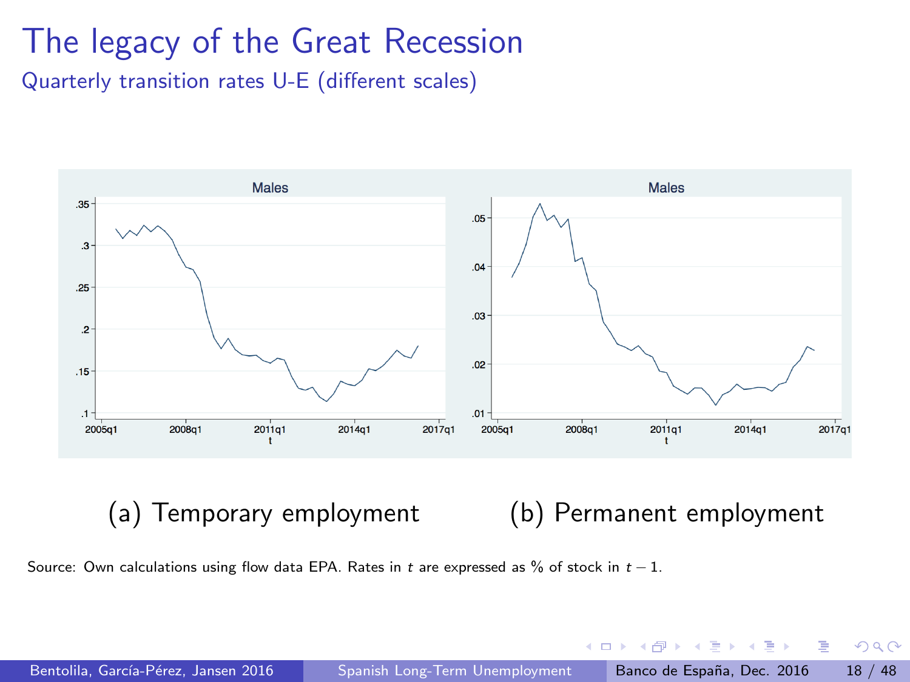# The legacy of the Great Recession

## Quarterly transition rates U-E (different scales)

(a) Temporary employment

(b) Permanent employment

Source: Own calculations using flow data EPA. Rates in $t$ are expressed as % of stock in $t-1$.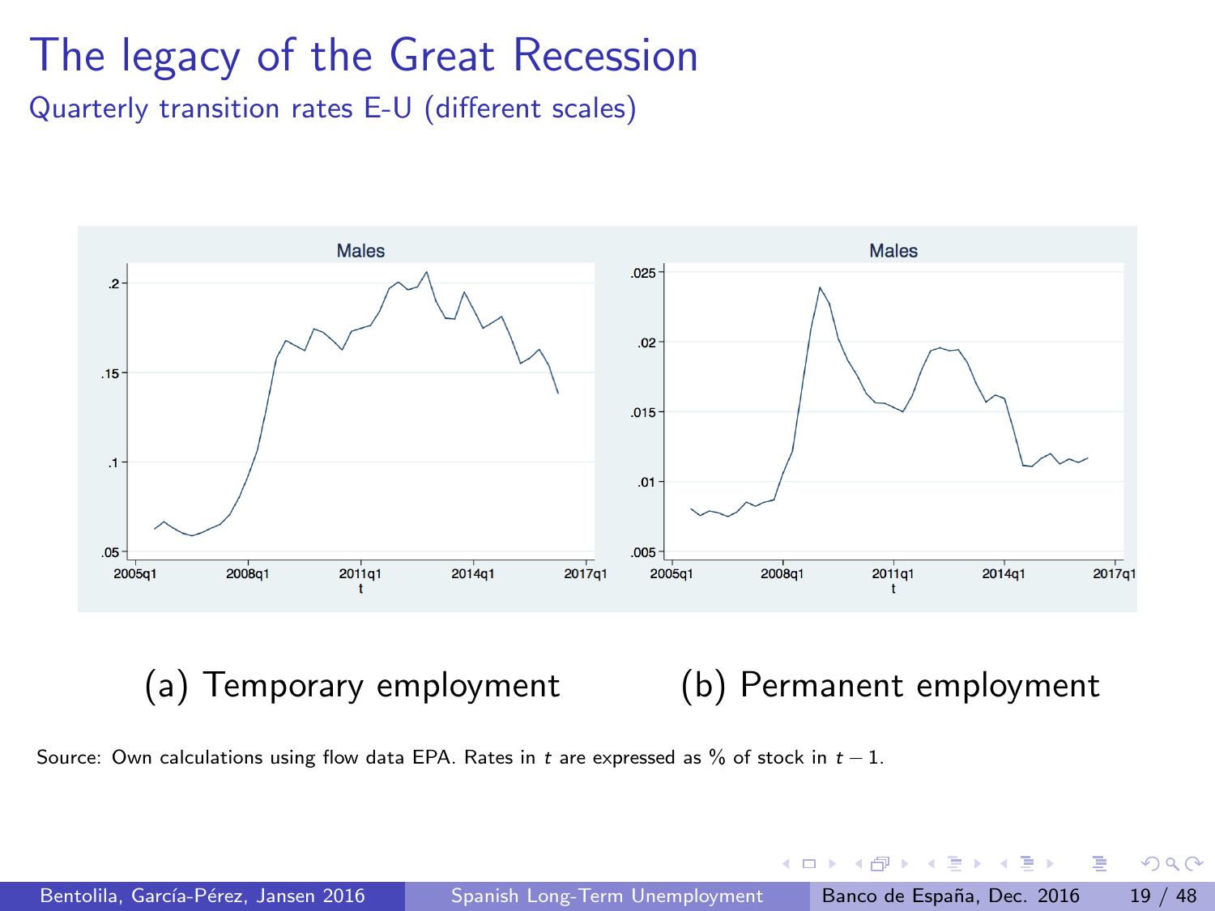# The legacy of the Great Recession

## Quarterly transition rates E-U (different scales)

(a) Temporary employment

(b) Permanent employment

Source: Own calculations using flow data EPA. Rates in $t$ are expressed as % of stock in $t-1$.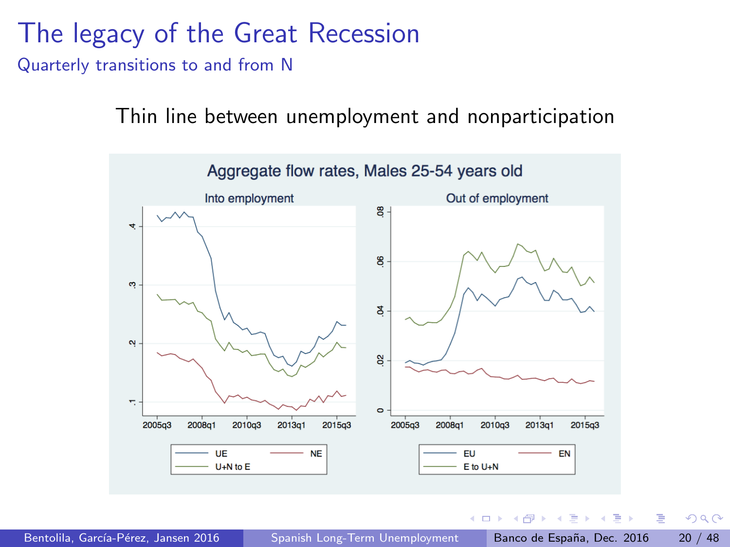# The legacy of the Great Recession

## Quarterly transitions to and from N

Thin line between unemployment and nonparticipation

Aggregate flow rates, Males 25-54 years old

Into employment

Out of employment

UE — NE — U+N to E

EU — EN — E to U+N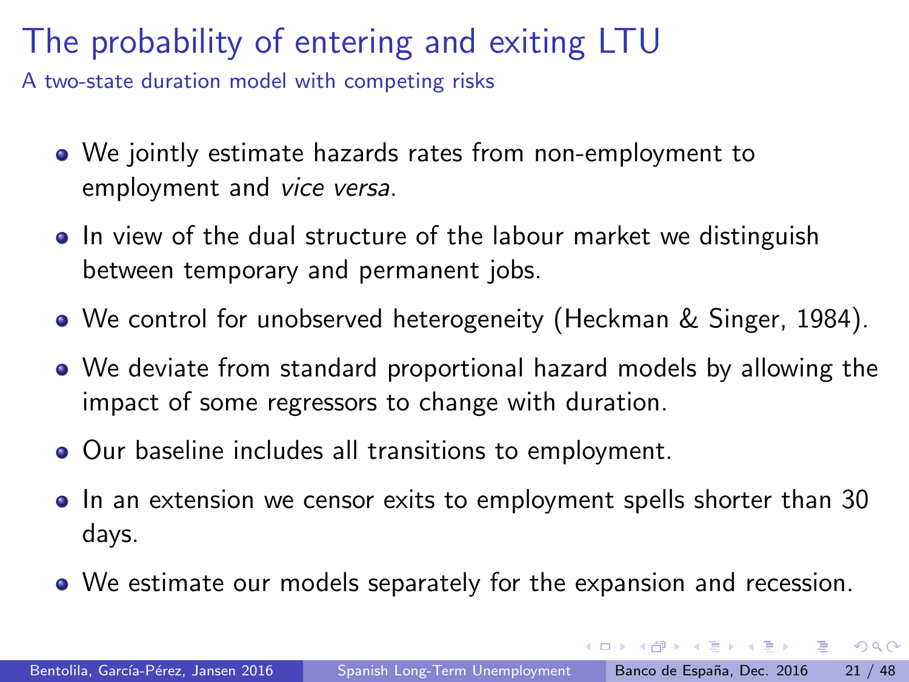# The probability of entering and exiting LTU

## A two-state duration model with competing risks

- We jointly estimate hazards rates from non-employment to employment and *vice versa*.
- In view of the dual structure of the labour market we distinguish between temporary and permanent jobs.
- We control for unobserved heterogeneity (Heckman & Singer, 1984).
- We deviate from standard proportional hazard models by allowing the impact of some regressors to change with duration.
- Our baseline includes all transitions to employment.
- In an extension we censor exits to employment spells shorter than 30 days.
- We estimate our models separately for the expansion and recession.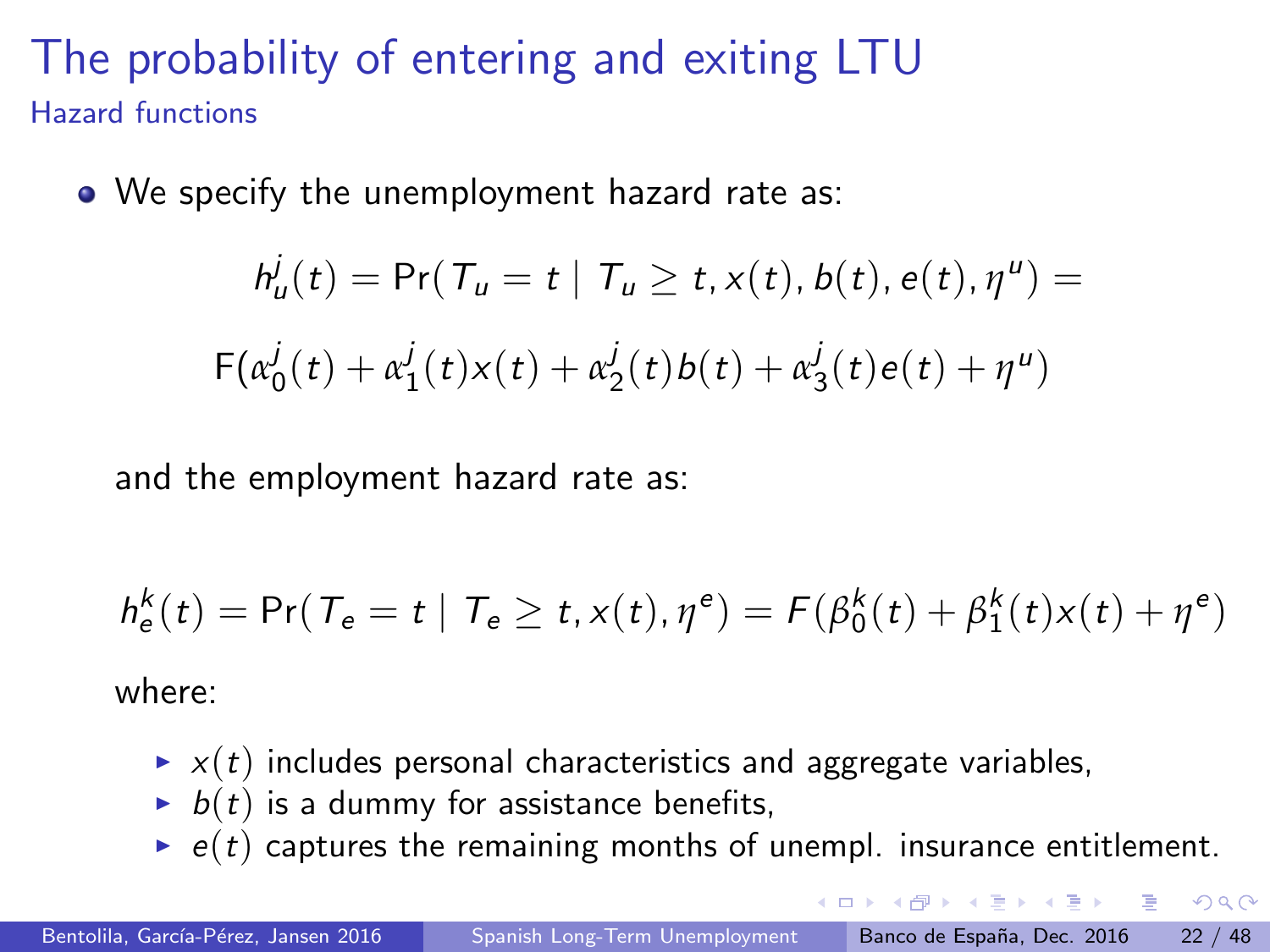# The probability of entering and exiting LTU

## Hazard functions

- We specify the unemployment hazard rate as:

$$h_u^j(t) = \Pr(T_u = t \mid T_u \geq t, x(t), b(t), e(t), \eta^u) =$$

$$\mathrm{F}(\alpha_0^j(t) + \alpha_1^j(t)x(t) + \alpha_2^j(t)b(t) + \alpha_3^j(t)e(t) + \eta^u)$$

and the employment hazard rate as:

$$h_e^k(t) = \Pr(T_e = t \mid T_e \geq t, x(t), \eta^e) = F(\beta_0^k(t) + \beta_1^k(t)x(t) + \eta^e)$$

where:

- $x(t)$ includes personal characteristics and aggregate variables,
- $b(t)$ is a dummy for assistance benefits,
- $e(t)$ captures the remaining months of unempl. insurance entitlement.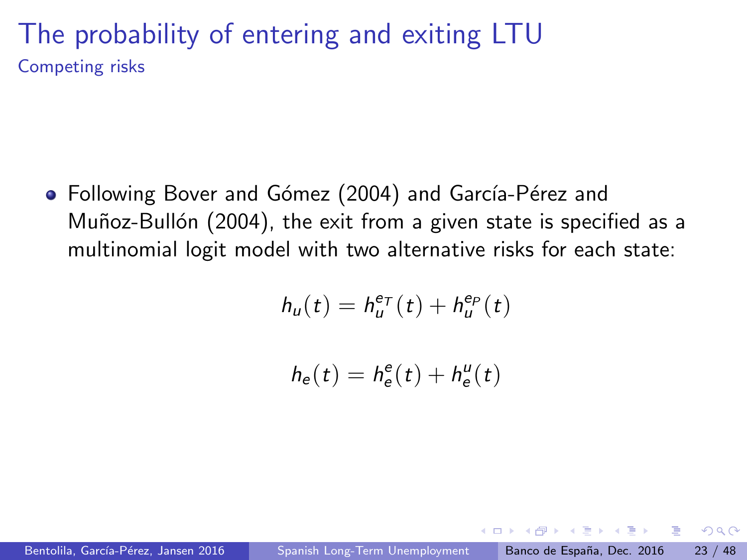# The probability of entering and exiting LTU

## Competing risks

- Following Bover and Gómez (2004) and García-Pérez and Muñoz-Bullón (2004), the exit from a given state is specified as a multinomial logit model with two alternative risks for each state:

$$h_u(t) = h_u^{e_T}(t) + h_u^{e_P}(t)$$

$$h_e(t) = h_e^{e}(t) + h_e^{u}(t)$$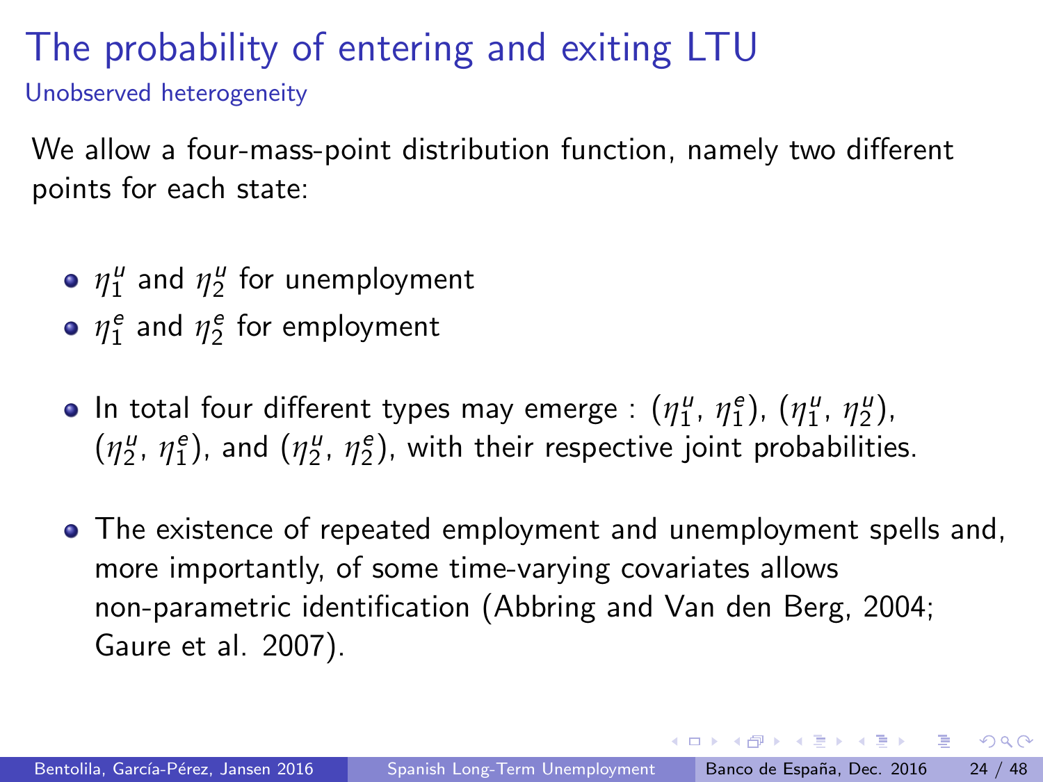# The probability of entering and exiting LTU

## Unobserved heterogeneity

We allow a four-mass-point distribution function, namely two different points for each state:

- $\eta_1^u$ and $\eta_2^u$ for unemployment
- $\eta_1^e$ and $\eta_2^e$ for employment

- In total four different types may emerge : ($\eta_1^u$, $\eta_1^e$), ($\eta_1^u$, $\eta_2^u$), ($\eta_2^u$, $\eta_1^e$), and ($\eta_2^u$, $\eta_2^e$), with their respective joint probabilities.

- The existence of repeated employment and unemployment spells and, more importantly, of some time-varying covariates allows non-parametric identification (Abbring and Van den Berg, 2004; Gaure et al. 2007).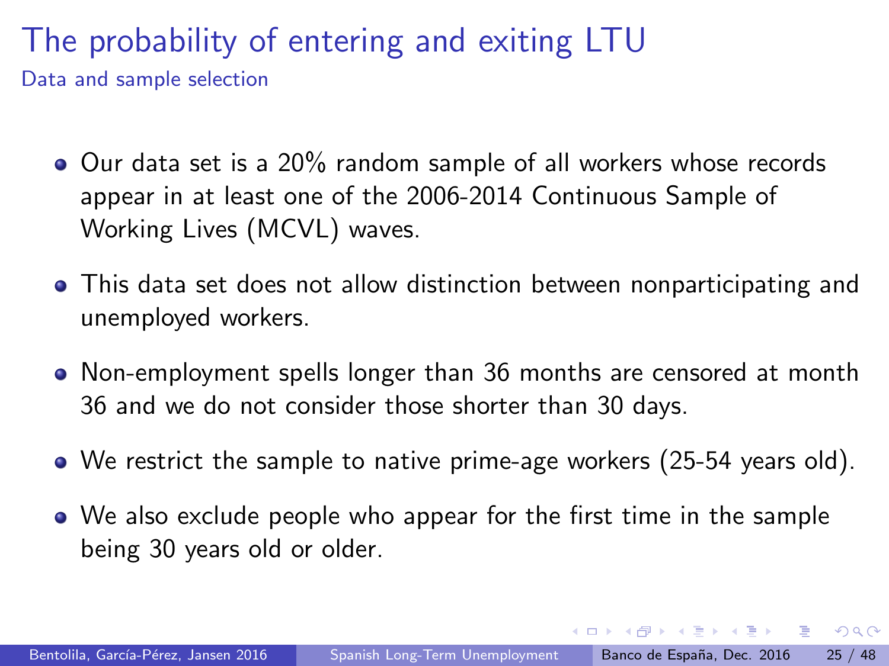# The probability of entering and exiting LTU

## Data and sample selection

- Our data set is a 20% random sample of all workers whose records appear in at least one of the 2006-2014 Continuous Sample of Working Lives (MCVL) waves.
- This data set does not allow distinction between nonparticipating and unemployed workers.
- Non-employment spells longer than 36 months are censored at month 36 and we do not consider those shorter than 30 days.
- We restrict the sample to native prime-age workers (25-54 years old).
- We also exclude people who appear for the first time in the sample being 30 years old or older.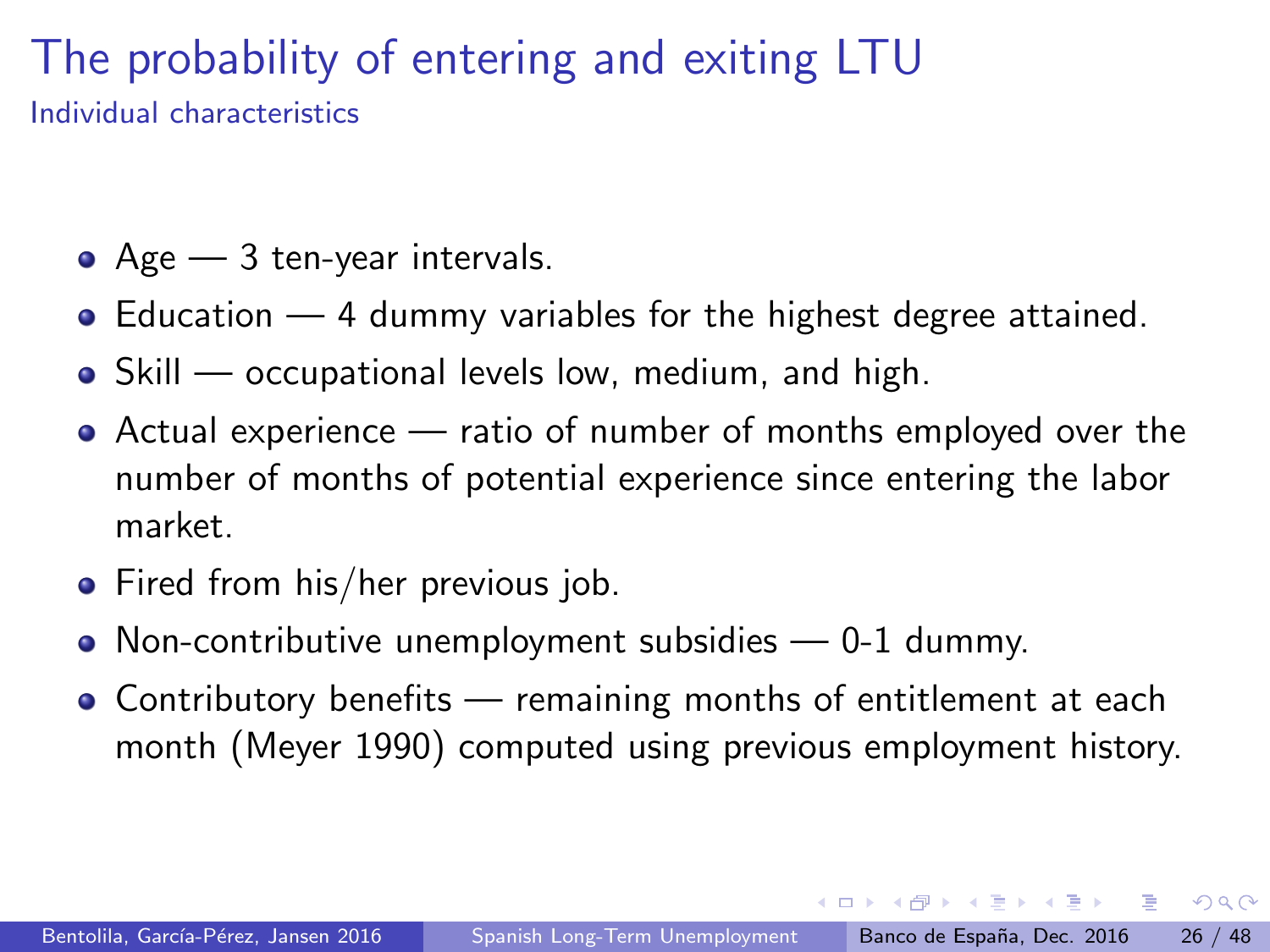# The probability of entering and exiting LTU

## Individual characteristics

- Age — 3 ten-year intervals.
- Education — 4 dummy variables for the highest degree attained.
- Skill — occupational levels low, medium, and high.
- Actual experience — ratio of number of months employed over the number of months of potential experience since entering the labor market.
- Fired from his/her previous job.
- Non-contributive unemployment subsidies — 0-1 dummy.
- Contributory benefits — remaining months of entitlement at each month (Meyer 1990) computed using previous employment history.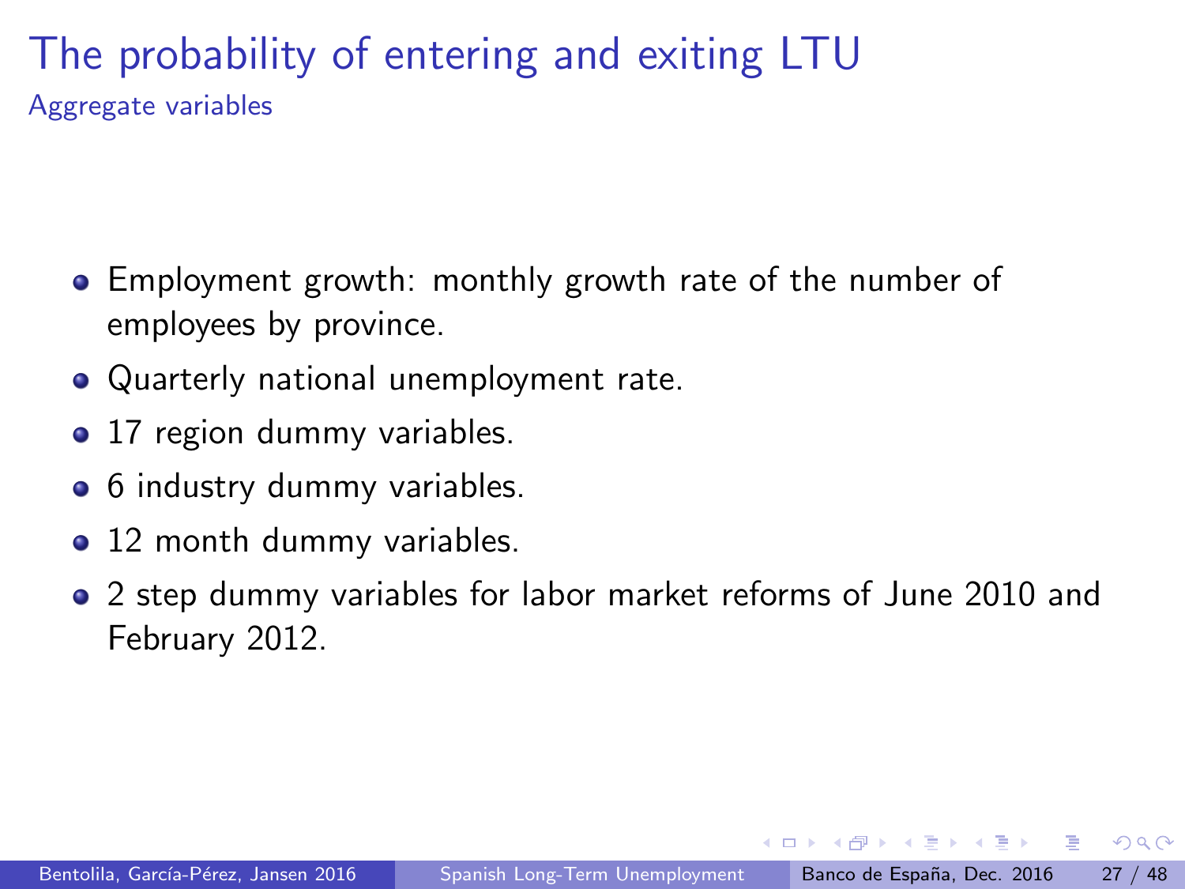# The probability of entering and exiting LTU

## Aggregate variables

- Employment growth: monthly growth rate of the number of employees by province.
- Quarterly national unemployment rate.
- 17 region dummy variables.
- 6 industry dummy variables.
- 12 month dummy variables.
- 2 step dummy variables for labor market reforms of June 2010 and February 2012.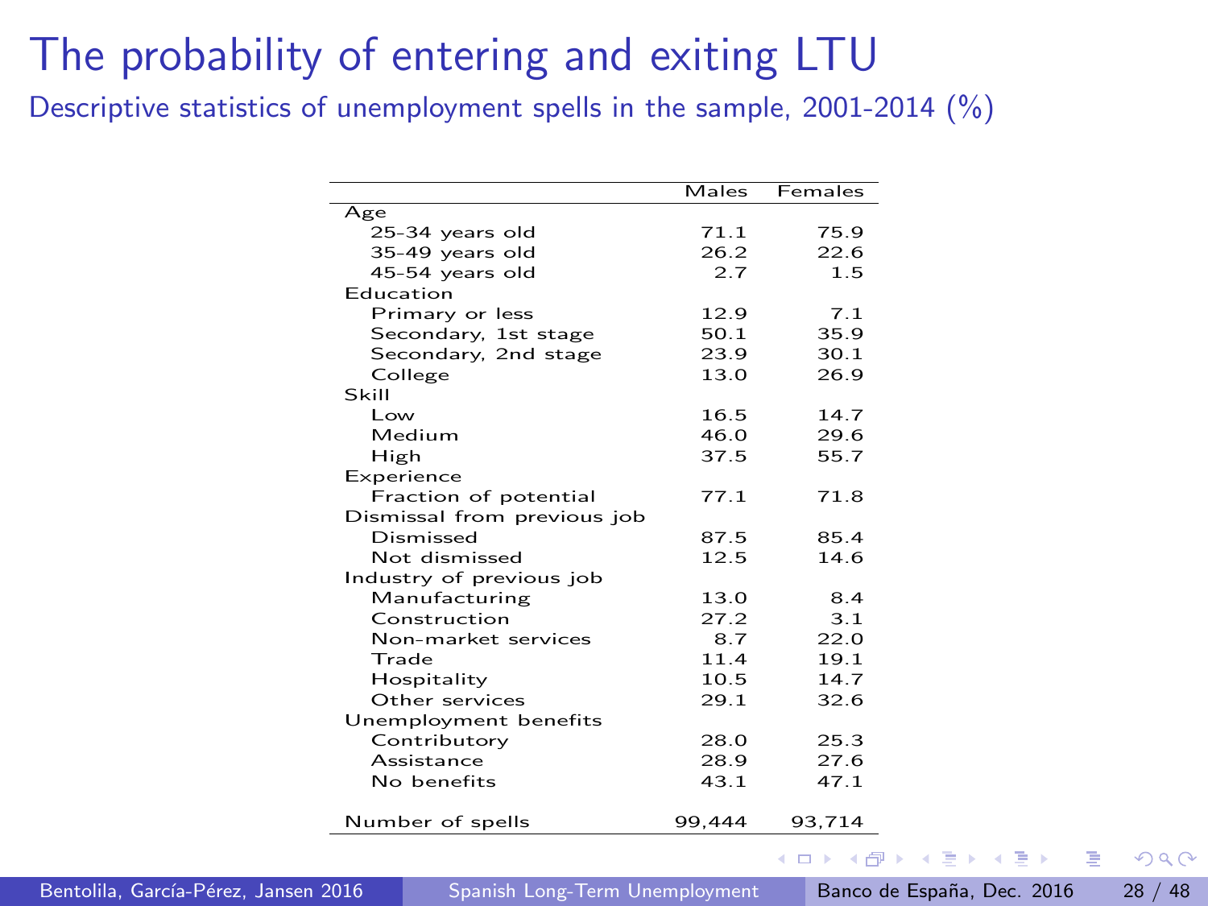# The probability of entering and exiting LTU

## Descriptive statistics of unemployment spells in the sample, 2001-2014 (%)

| | Males | Females |
|---|---|---|
| **Age** | | |
| 25-34 years old | 71.1 | 75.9 |
| 35-49 years old | 26.2 | 22.6 |
| 45-54 years old | 2.7 | 1.5 |
| **Education** | | |
| Primary or less | 12.9 | 7.1 |
| Secondary, 1st stage | 50.1 | 35.9 |
| Secondary, 2nd stage | 23.9 | 30.1 |
| College | 13.0 | 26.9 |
| **Skill** | | |
| Low | 16.5 | 14.7 |
| Medium | 46.0 | 29.6 |
| High | 37.5 | 55.7 |
| **Experience** | | |
| Fraction of potential | 77.1 | 71.8 |
| **Dismissal from previous job** | | |
| Dismissed | 87.5 | 85.4 |
| Not dismissed | 12.5 | 14.6 |
| **Industry of previous job** | | |
| Manufacturing | 13.0 | 8.4 |
| Construction | 27.2 | 3.1 |
| Non-market services | 8.7 | 22.0 |
| Trade | 11.4 | 19.1 |
| Hospitality | 10.5 | 14.7 |
| Other services | 29.1 | 32.6 |
| **Unemployment benefits** | | |
| Contributory | 28.0 | 25.3 |
| Assistance | 28.9 | 27.6 |
| No benefits | 43.1 | 47.1 |
| Number of spells | 99,444 | 93,714 |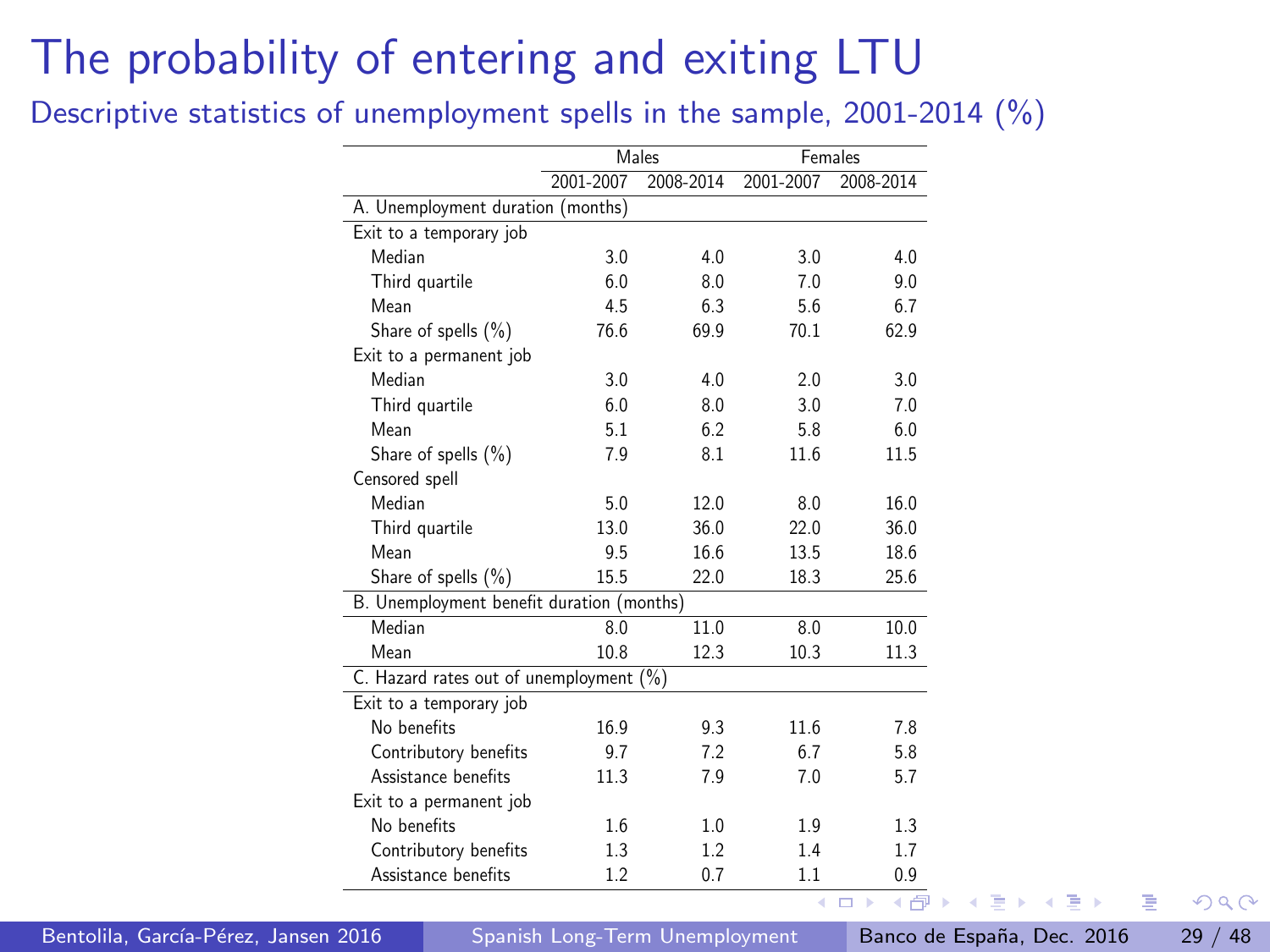# The probability of entering and exiting LTU

Descriptive statistics of unemployment spells in the sample, 2001-2014 (%)

| | Males | | Females | |
|---|---|---|---|---|
| | 2001-2007 | 2008-2014 | 2001-2007 | 2008-2014 |
| **A. Unemployment duration (months)** | | | | |
| Exit to a temporary job | | | | |
| Median | 3.0 | 4.0 | 3.0 | 4.0 |
| Third quartile | 6.0 | 8.0 | 7.0 | 9.0 |
| Mean | 4.5 | 6.3 | 5.6 | 6.7 |
| Share of spells (%) | 76.6 | 69.9 | 70.1 | 62.9 |
| Exit to a permanent job | | | | |
| Median | 3.0 | 4.0 | 2.0 | 3.0 |
| Third quartile | 6.0 | 8.0 | 3.0 | 7.0 |
| Mean | 5.1 | 6.2 | 5.8 | 6.0 |
| Share of spells (%) | 7.9 | 8.1 | 11.6 | 11.5 |
| Censored spell | | | | |
| Median | 5.0 | 12.0 | 8.0 | 16.0 |
| Third quartile | 13.0 | 36.0 | 22.0 | 36.0 |
| Mean | 9.5 | 16.6 | 13.5 | 18.6 |
| Share of spells (%) | 15.5 | 22.0 | 18.3 | 25.6 |
| **B. Unemployment benefit duration (months)** | | | | |
| Median | 8.0 | 11.0 | 8.0 | 10.0 |
| Mean | 10.8 | 12.3 | 10.3 | 11.3 |
| **C. Hazard rates out of unemployment (%)** | | | | |
| Exit to a temporary job | | | | |
| No benefits | 16.9 | 9.3 | 11.6 | 7.8 |
| Contributory benefits | 9.7 | 7.2 | 6.7 | 5.8 |
| Assistance benefits | 11.3 | 7.9 | 7.0 | 5.7 |
| Exit to a permanent job | | | | |
| No benefits | 1.6 | 1.0 | 1.9 | 1.3 |
| Contributory benefits | 1.3 | 1.2 | 1.4 | 1.7 |
| Assistance benefits | 1.2 | 0.7 | 1.1 | 0.9 |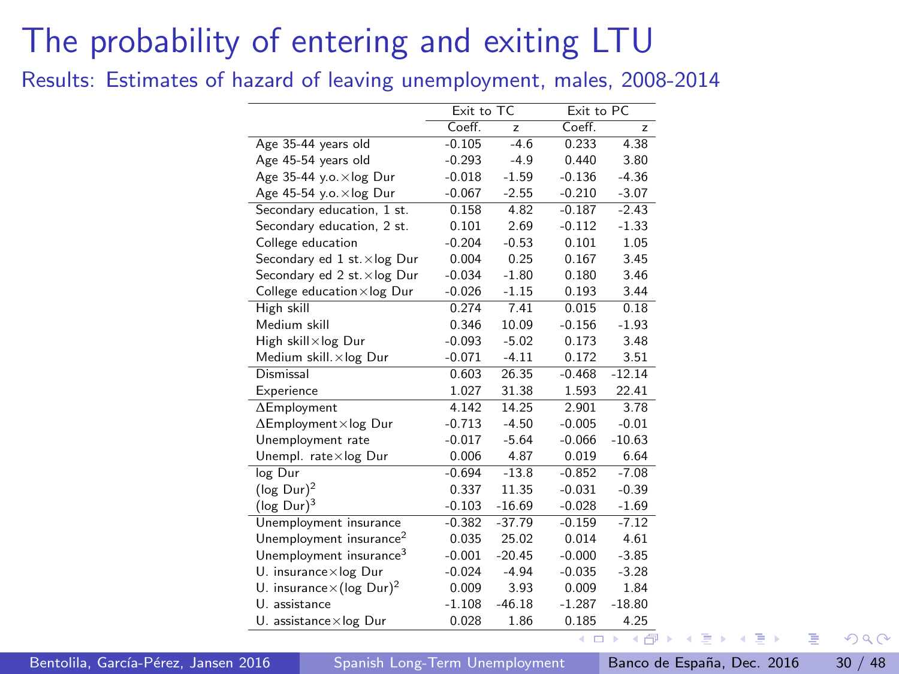# The probability of entering and exiting LTU

## Results: Estimates of hazard of leaving unemployment, males, 2008-2014

| | Exit to TC | | Exit to PC | |
|---|---|---|---|---|
| | Coeff. | z | Coeff. | z |
| Age 35-44 years old | -0.105 | -4.6 | 0.233 | 4.38 |
| Age 45-54 years old | -0.293 | -4.9 | 0.440 | 3.80 |
| Age 35-44 y.o.×log Dur | -0.018 | -1.59 | -0.136 | -4.36 |
| Age 45-54 y.o.×log Dur | -0.067 | -2.55 | -0.210 | -3.07 |
| Secondary education, 1 st. | 0.158 | 4.82 | -0.187 | -2.43 |
| Secondary education, 2 st. | 0.101 | 2.69 | -0.112 | -1.33 |
| College education | -0.204 | -0.53 | 0.101 | 1.05 |
| Secondary ed 1 st.×log Dur | 0.004 | 0.25 | 0.167 | 3.45 |
| Secondary ed 2 st.×log Dur | -0.034 | -1.80 | 0.180 | 3.46 |
| College education×log Dur | -0.026 | -1.15 | 0.193 | 3.44 |
| High skill | 0.274 | 7.41 | 0.015 | 0.18 |
| Medium skill | 0.346 | 10.09 | -0.156 | -1.93 |
| High skill×log Dur | -0.093 | -5.02 | 0.173 | 3.48 |
| Medium skill.×log Dur | -0.071 | -4.11 | 0.172 | 3.51 |
| Dismissal | 0.603 | 26.35 | -0.468 | -12.14 |
| Experience | 1.027 | 31.38 | 1.593 | 22.41 |
| ΔEmployment | 4.142 | 14.25 | 2.901 | 3.78 |
| ΔEmployment×log Dur | -0.713 | -4.50 | -0.005 | -0.01 |
| Unemployment rate | -0.017 | -5.64 | -0.066 | -10.63 |
| Unempl. rate×log Dur | 0.006 | 4.87 | 0.019 | 6.64 |
| log Dur | -0.694 | -13.8 | -0.852 | -7.08 |
| (log Dur)$^2$ | 0.337 | 11.35 | -0.031 | -0.39 |
| (log Dur)$^3$ | -0.103 | -16.69 | -0.028 | -1.69 |
| Unemployment insurance | -0.382 | -37.79 | -0.159 | -7.12 |
| Unemployment insurance$^2$ | 0.035 | 25.02 | 0.014 | 4.61 |
| Unemployment insurance$^3$ | -0.001 | -20.45 | -0.000 | -3.85 |
| U. insurance×log Dur | -0.024 | -4.94 | -0.035 | -3.28 |
| U. insurance×(log Dur)$^2$ | 0.009 | 3.93 | 0.009 | 1.84 |
| U. assistance | -1.108 | -46.18 | -1.287 | -18.80 |
| U. assistance×log Dur | 0.028 | 1.86 | 0.185 | 4.25 |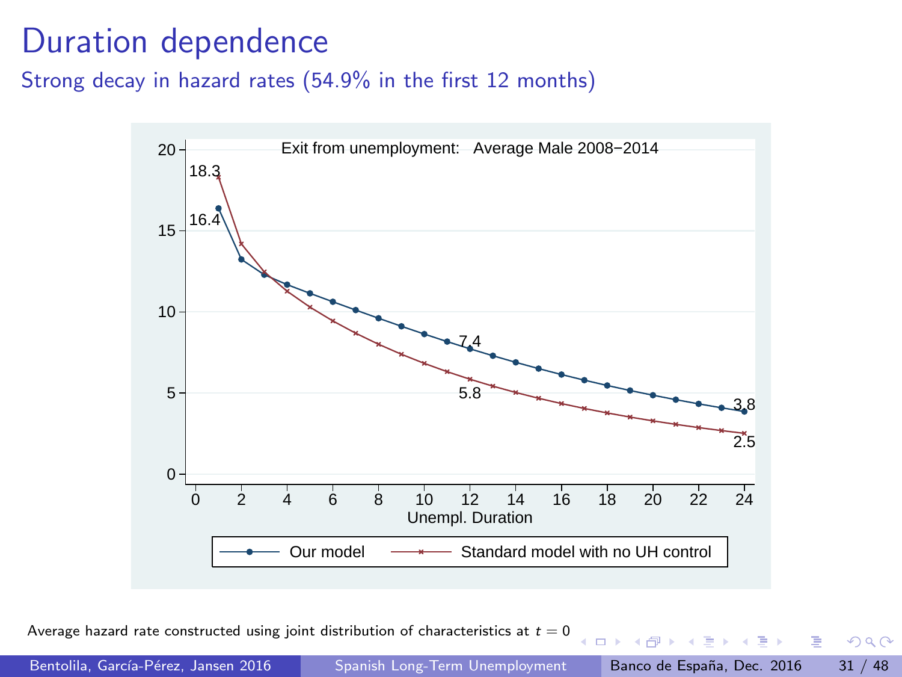# Duration dependence

Strong decay in hazard rates (54.9% in the first 12 months)

Exit from unemployment: Average Male 2008−2014

Unempl. Duration

Our model — Standard model with no UH control

18.3, 16.4, 7.4, 5.8, 3.8, 2.5

Average hazard rate constructed using joint distribution of characteristics at $t = 0$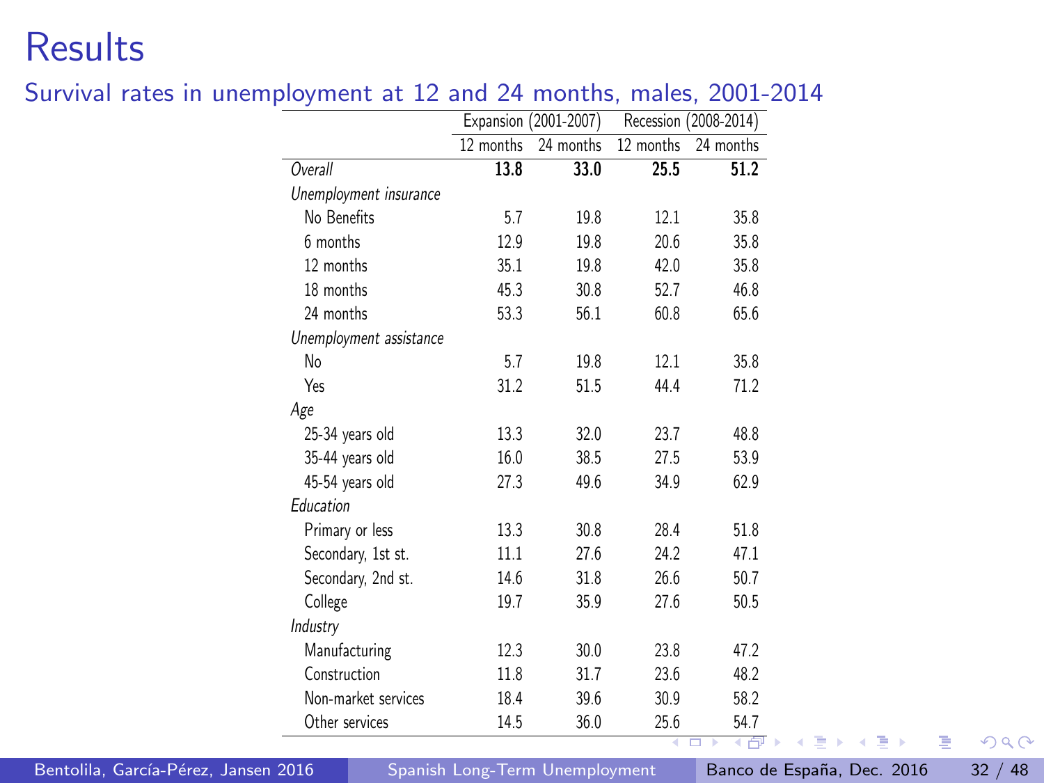# Results

## Survival rates in unemployment at 12 and 24 months, males, 2001-2014

| | Expansion (2001-2007) | | Recession (2008-2014) | |
|---|---|---|---|---|
| | 12 months | 24 months | 12 months | 24 months |
| *Overall* | **13.8** | **33.0** | **25.5** | **51.2** |
| *Unemployment insurance* | | | | |
| No Benefits | 5.7 | 19.8 | 12.1 | 35.8 |
| 6 months | 12.9 | 19.8 | 20.6 | 35.8 |
| 12 months | 35.1 | 19.8 | 42.0 | 35.8 |
| 18 months | 45.3 | 30.8 | 52.7 | 46.8 |
| 24 months | 53.3 | 56.1 | 60.8 | 65.6 |
| *Unemployment assistance* | | | | |
| No | 5.7 | 19.8 | 12.1 | 35.8 |
| Yes | 31.2 | 51.5 | 44.4 | 71.2 |
| *Age* | | | | |
| 25-34 years old | 13.3 | 32.0 | 23.7 | 48.8 |
| 35-44 years old | 16.0 | 38.5 | 27.5 | 53.9 |
| 45-54 years old | 27.3 | 49.6 | 34.9 | 62.9 |
| *Education* | | | | |
| Primary or less | 13.3 | 30.8 | 28.4 | 51.8 |
| Secondary, 1st st. | 11.1 | 27.6 | 24.2 | 47.1 |
| Secondary, 2nd st. | 14.6 | 31.8 | 26.6 | 50.7 |
| College | 19.7 | 35.9 | 27.6 | 50.5 |
| *Industry* | | | | |
| Manufacturing | 12.3 | 30.0 | 23.8 | 47.2 |
| Construction | 11.8 | 31.7 | 23.6 | 48.2 |
| Non-market services | 18.4 | 39.6 | 30.9 | 58.2 |
| Other services | 14.5 | 36.0 | 25.6 | 54.7 |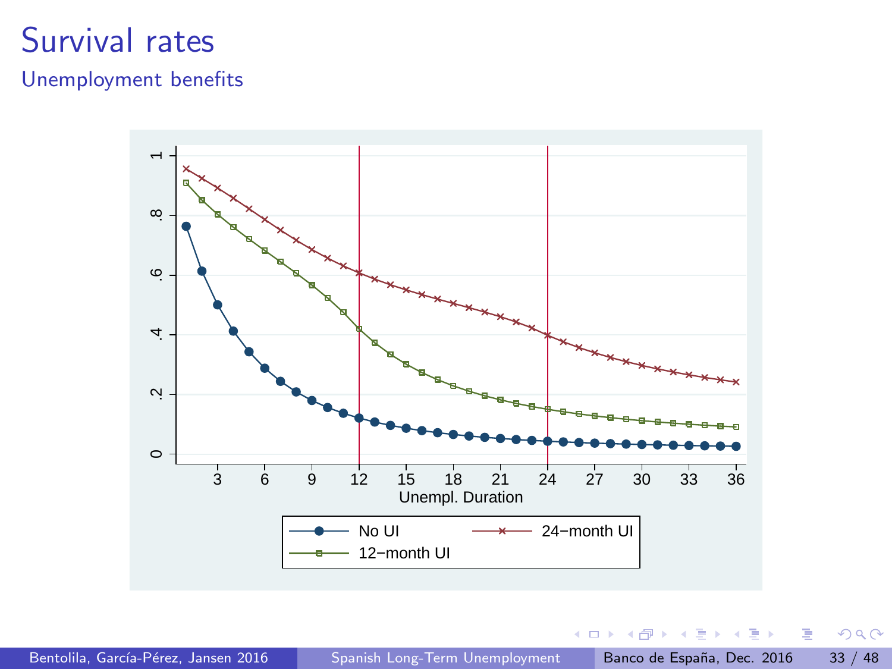# Survival rates

## Unemployment benefits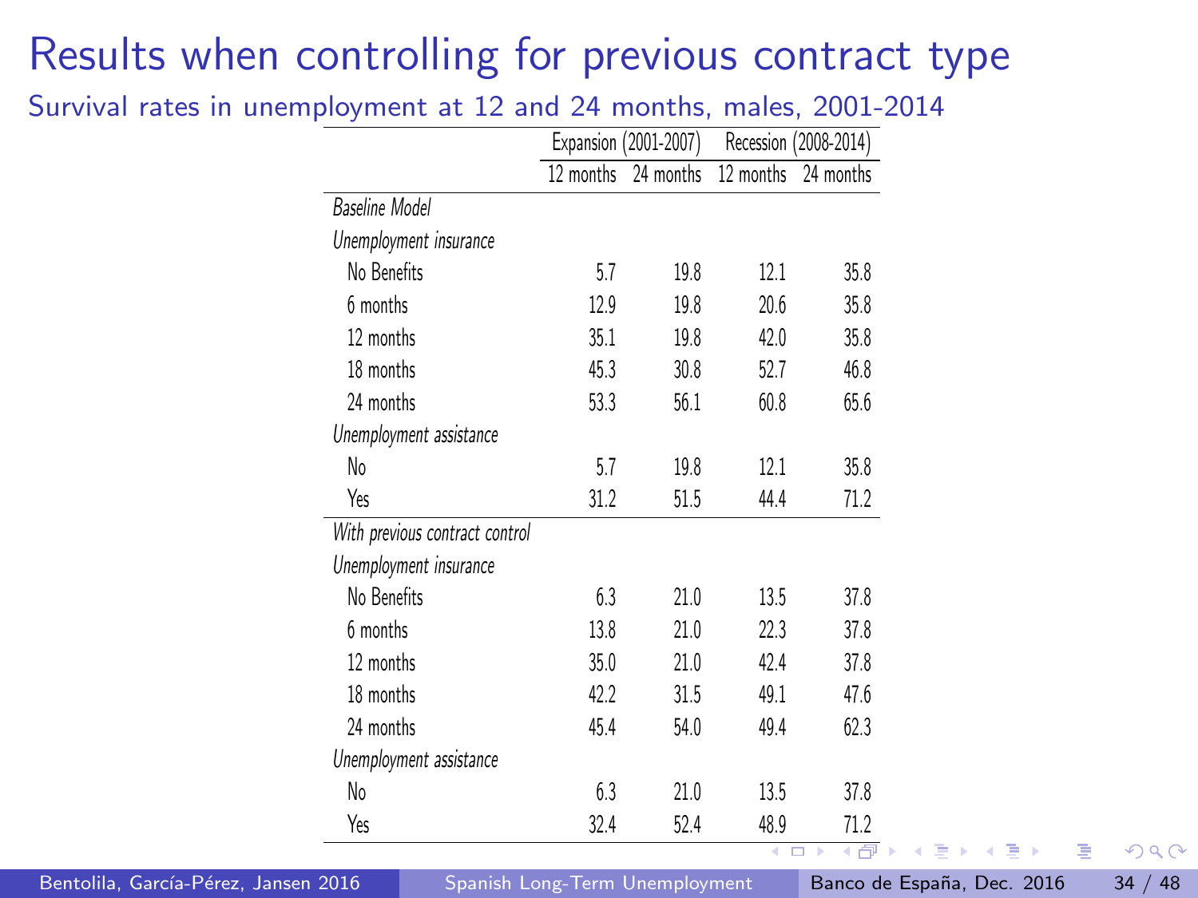# Results when controlling for previous contract type

## Survival rates in unemployment at 12 and 24 months, males, 2001-2014

| | Expansion (2001-2007) | | Recession (2008-2014) | |
|---|---|---|---|---|
| | 12 months | 24 months | 12 months | 24 months |
| *Baseline Model* | | | | |
| *Unemployment insurance* | | | | |
| No Benefits | 5.7 | 19.8 | 12.1 | 35.8 |
| 6 months | 12.9 | 19.8 | 20.6 | 35.8 |
| 12 months | 35.1 | 19.8 | 42.0 | 35.8 |
| 18 months | 45.3 | 30.8 | 52.7 | 46.8 |
| 24 months | 53.3 | 56.1 | 60.8 | 65.6 |
| *Unemployment assistance* | | | | |
| No | 5.7 | 19.8 | 12.1 | 35.8 |
| Yes | 31.2 | 51.5 | 44.4 | 71.2 |
| *With previous contract control* | | | | |
| *Unemployment insurance* | | | | |
| No Benefits | 6.3 | 21.0 | 13.5 | 37.8 |
| 6 months | 13.8 | 21.0 | 22.3 | 37.8 |
| 12 months | 35.0 | 21.0 | 42.4 | 37.8 |
| 18 months | 42.2 | 31.5 | 49.1 | 47.6 |
| 24 months | 45.4 | 54.0 | 49.4 | 62.3 |
| *Unemployment assistance* | | | | |
| No | 6.3 | 21.0 | 13.5 | 37.8 |
| Yes | 32.4 | 52.4 | 48.9 | 71.2 |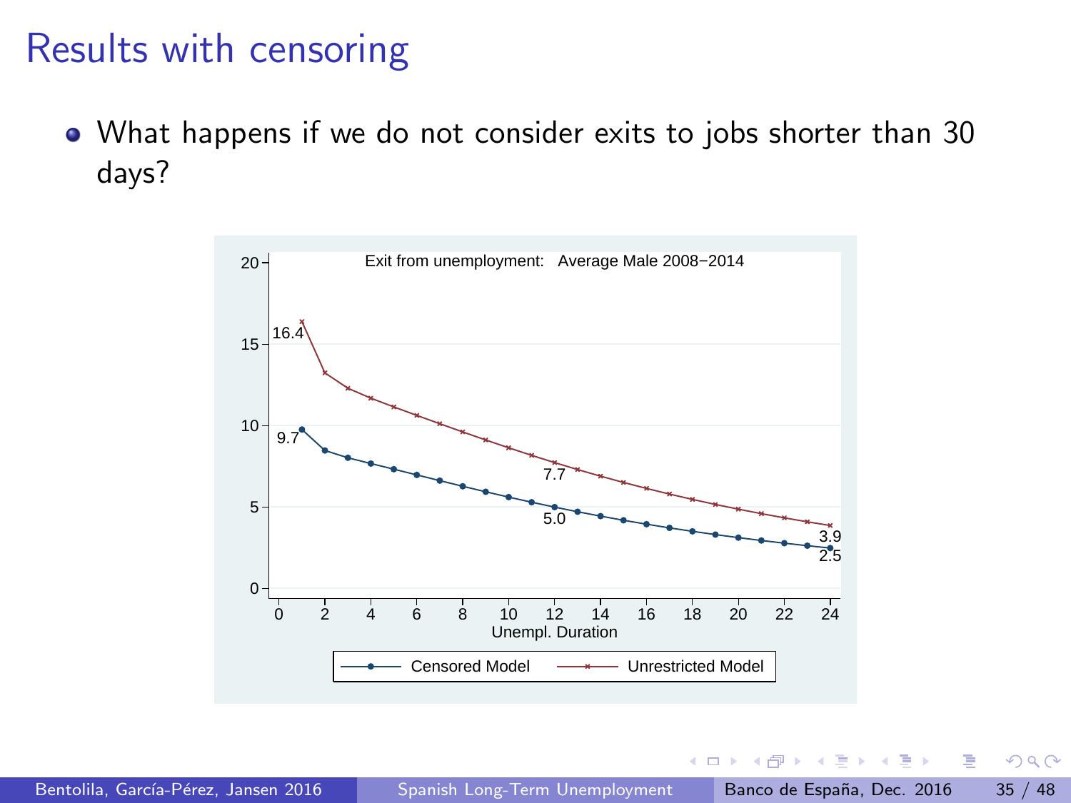# Results with censoring

- What happens if we do not consider exits to jobs shorter than 30 days?

Exit from unemployment: Average Male 2008−2014

| Unempl. Duration | Censored Model | Unrestricted Model |
|---|---|---|
| 1 | 9.7 | 16.4 |
| 12 | 5.0 | 7.7 |
| 24 | 2.5 | 3.9 |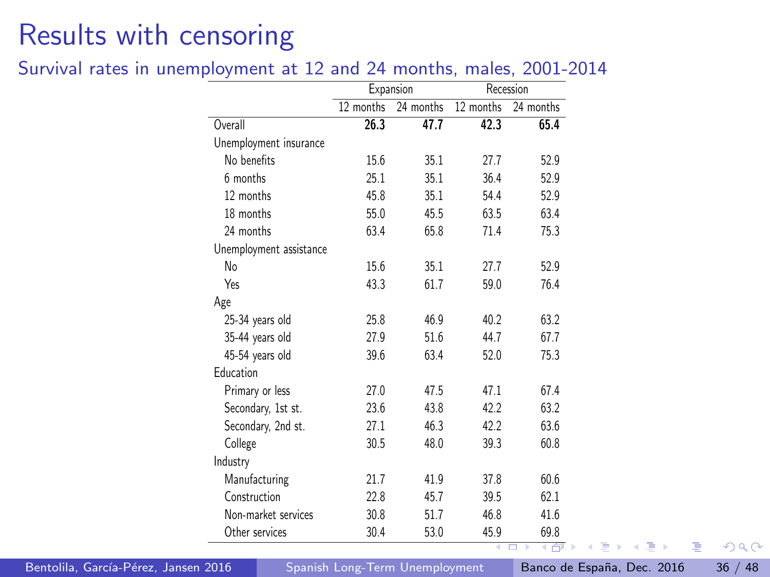# Results with censoring

## Survival rates in unemployment at 12 and 24 months, males, 2001-2014

| | Expansion | | Recession | |
|---|---|---|---|---|
| | 12 months | 24 months | 12 months | 24 months |
| Overall | **26.3** | **47.7** | **42.3** | **65.4** |
| Unemployment insurance | | | | |
| No benefits | 15.6 | 35.1 | 27.7 | 52.9 |
| 6 months | 25.1 | 35.1 | 36.4 | 52.9 |
| 12 months | 45.8 | 35.1 | 54.4 | 52.9 |
| 18 months | 55.0 | 45.5 | 63.5 | 63.4 |
| 24 months | 63.4 | 65.8 | 71.4 | 75.3 |
| Unemployment assistance | | | | |
| No | 15.6 | 35.1 | 27.7 | 52.9 |
| Yes | 43.3 | 61.7 | 59.0 | 76.4 |
| Age | | | | |
| 25-34 years old | 25.8 | 46.9 | 40.2 | 63.2 |
| 35-44 years old | 27.9 | 51.6 | 44.7 | 67.7 |
| 45-54 years old | 39.6 | 63.4 | 52.0 | 75.3 |
| Education | | | | |
| Primary or less | 27.0 | 47.5 | 47.1 | 67.4 |
| Secondary, 1st st. | 23.6 | 43.8 | 42.2 | 63.2 |
| Secondary, 2nd st. | 27.1 | 46.3 | 42.2 | 63.6 |
| College | 30.5 | 48.0 | 39.3 | 60.8 |
| Industry | | | | |
| Manufacturing | 21.7 | 41.9 | 37.8 | 60.6 |
| Construction | 22.8 | 45.7 | 39.5 | 62.1 |
| Non-market services | 30.8 | 51.7 | 46.8 | 41.6 |
| Other services | 30.4 | 53.0 | 45.9 | 69.8 |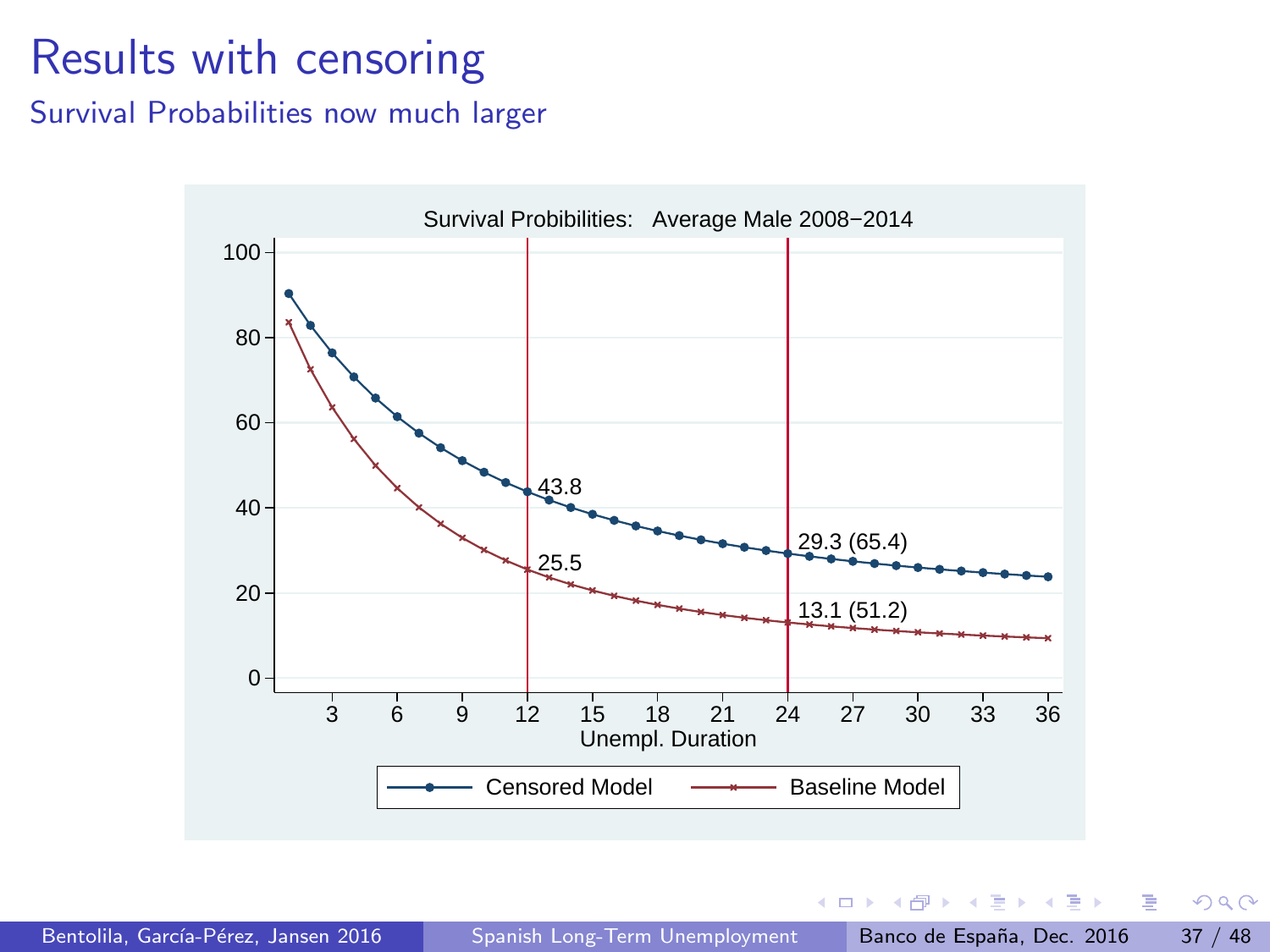# Results with censoring

## Survival Probabilities now much larger

Survival Probibilities: Average Male 2008−2014

Unempl. Duration

Censored Model — Baseline Model

43.8

25.5

29.3 (65.4)

13.1 (51.2)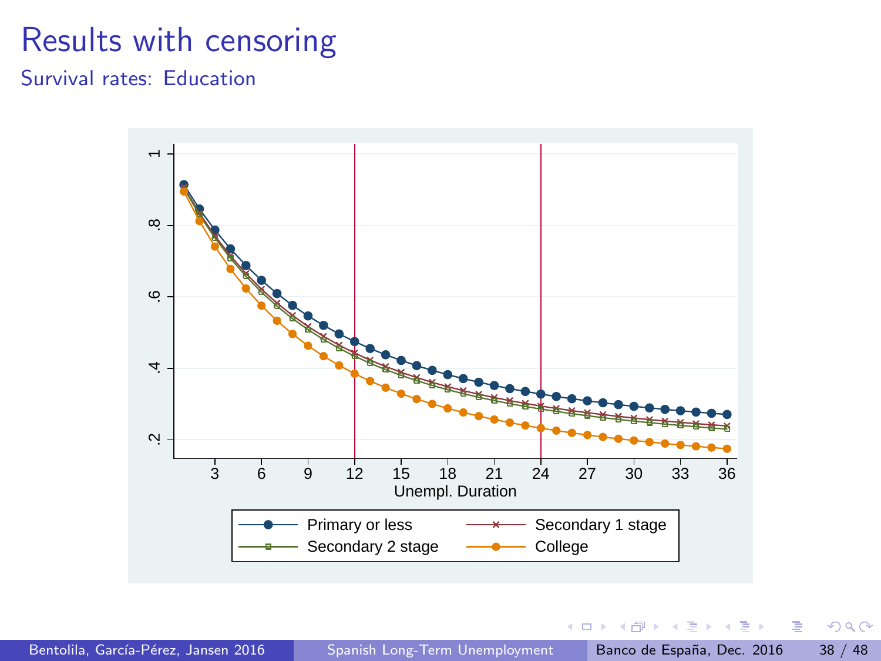# Results with censoring

## Survival rates: Education

Unempl. Duration

Primary or less — Secondary 1 stage — Secondary 2 stage — College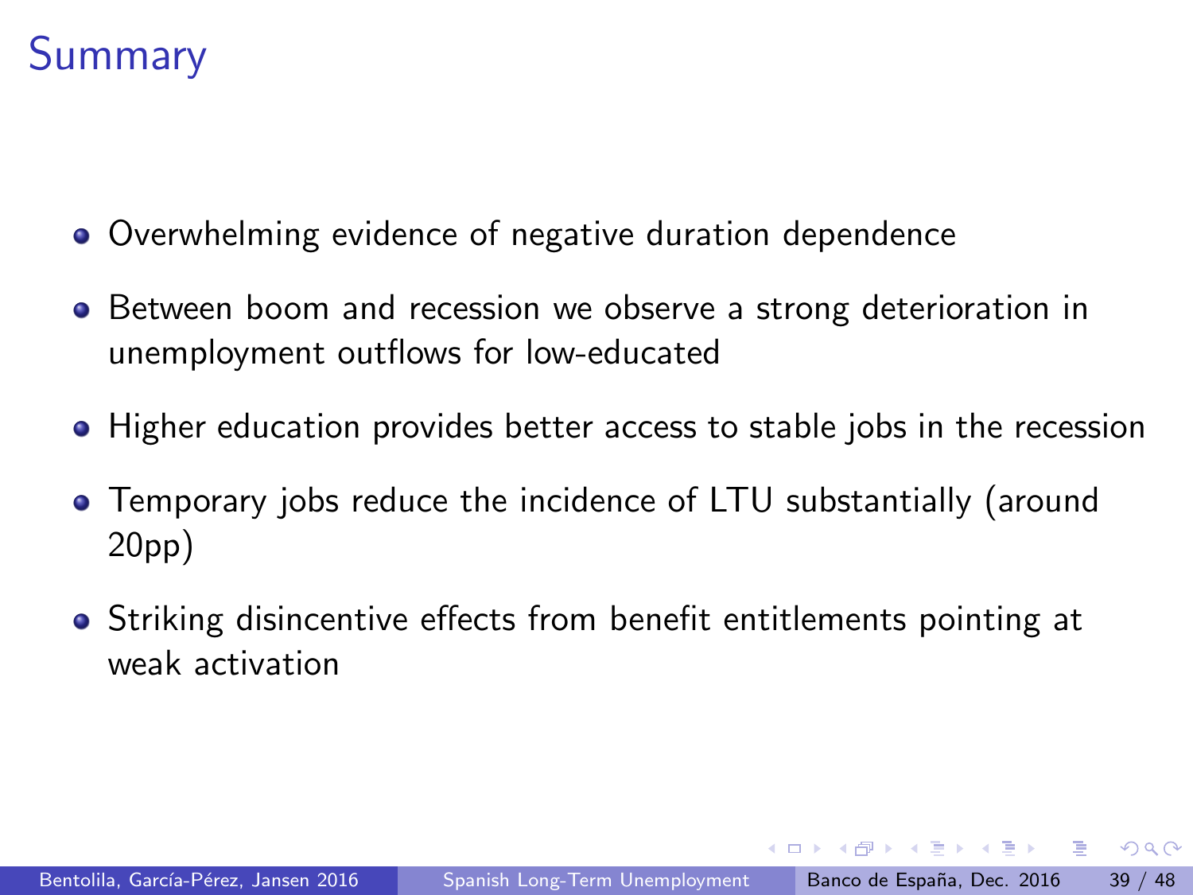# Summary

- Overwhelming evidence of negative duration dependence
- Between boom and recession we observe a strong deterioration in unemployment outflows for low-educated
- Higher education provides better access to stable jobs in the recession
- Temporary jobs reduce the incidence of LTU substantially (around 20pp)
- Striking disincentive effects from benefit entitlements pointing at weak activation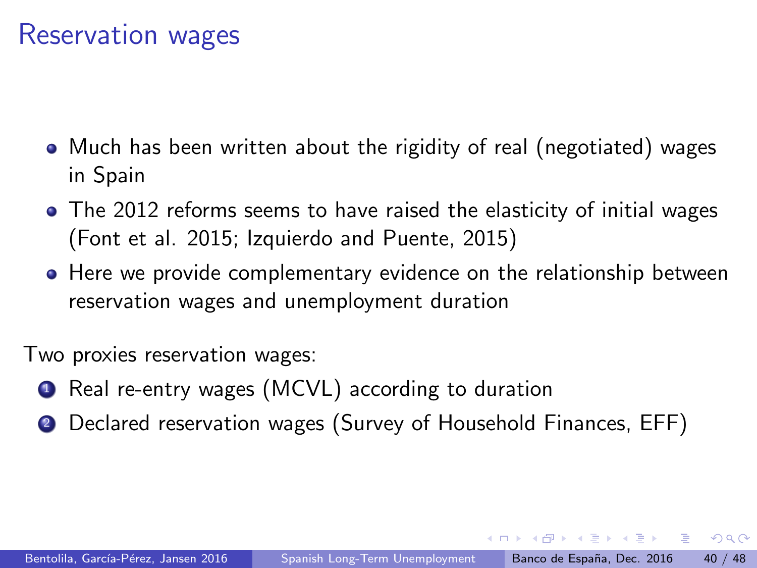# Reservation wages

- Much has been written about the rigidity of real (negotiated) wages in Spain
- The 2012 reforms seems to have raised the elasticity of initial wages (Font et al. 2015; Izquierdo and Puente, 2015)
- Here we provide complementary evidence on the relationship between reservation wages and unemployment duration

Two proxies reservation wages:

1. Real re-entry wages (MCVL) according to duration
2. Declared reservation wages (Survey of Household Finances, EFF)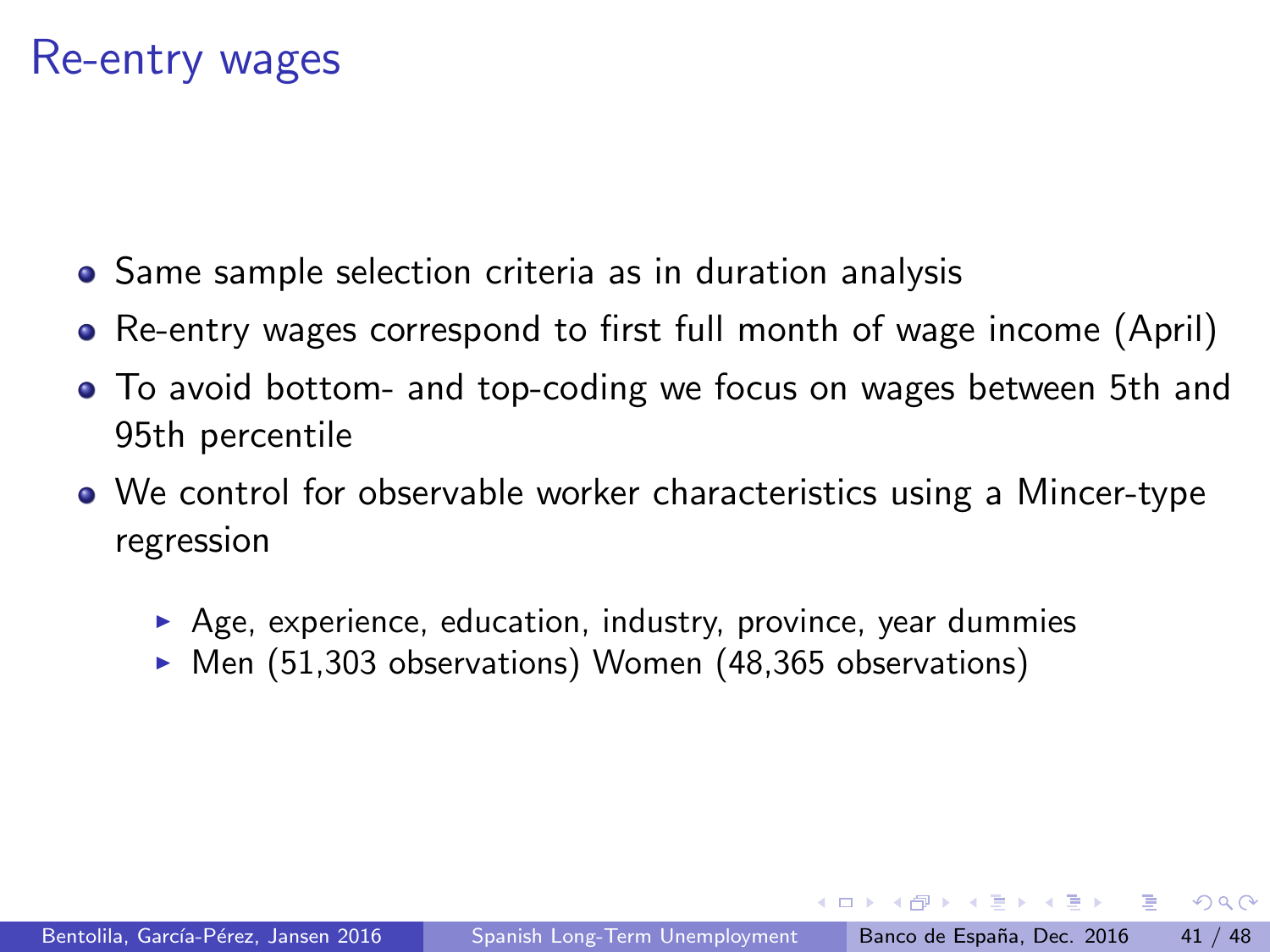# Re-entry wages

- Same sample selection criteria as in duration analysis
- Re-entry wages correspond to first full month of wage income (April)
- To avoid bottom- and top-coding we focus on wages between 5th and 95th percentile
- We control for observable worker characteristics using a Mincer-type regression
  - Age, experience, education, industry, province, year dummies
  - Men (51,303 observations) Women (48,365 observations)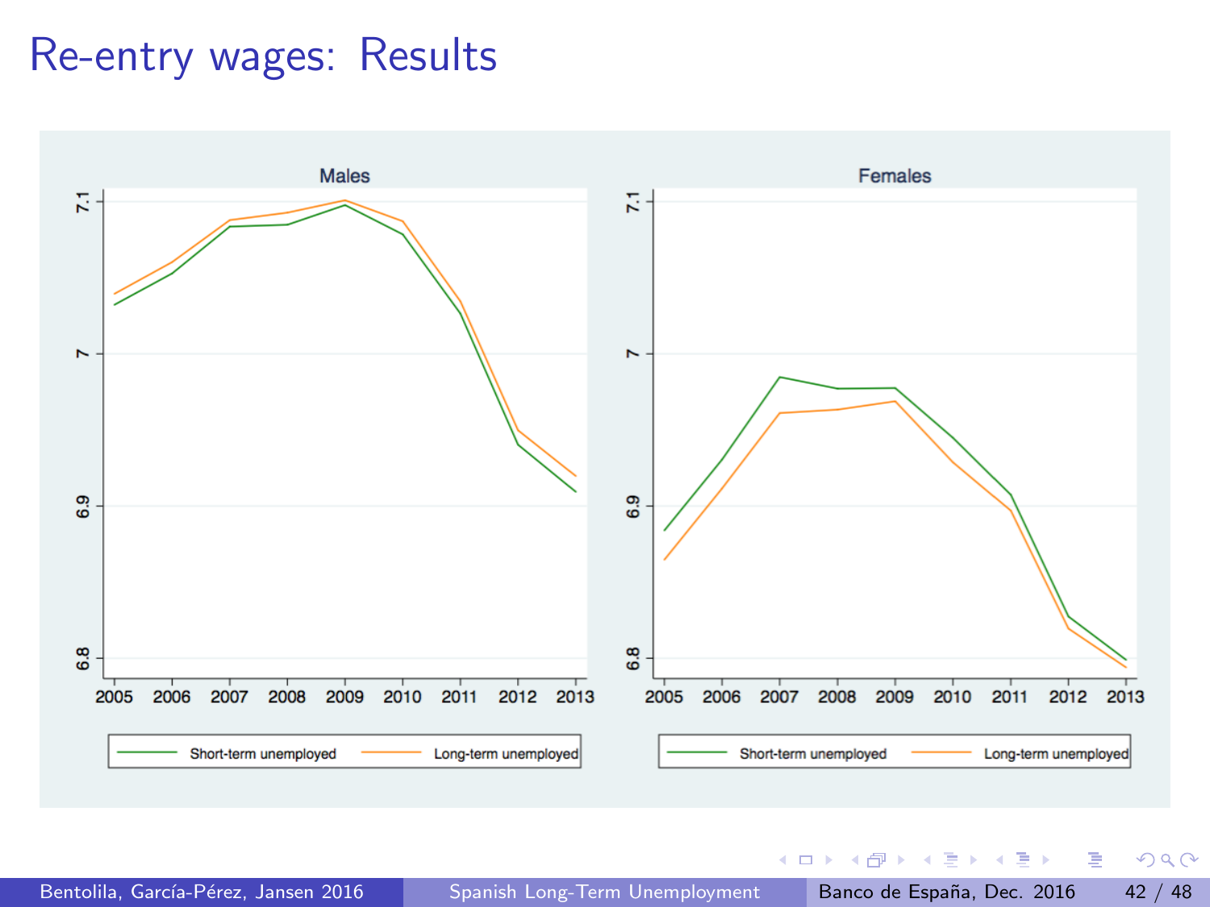# Re-entry wages: Results

Males

7.1

7

6.9

6.8

2005 2006 2007 2008 2009 2010 2011 2012 2013

Short-term unemployed Long-term unemployed

Females

7.1

7

6.9

6.8

2005 2006 2007 2008 2009 2010 2011 2012 2013

Short-term unemployed Long-term unemployed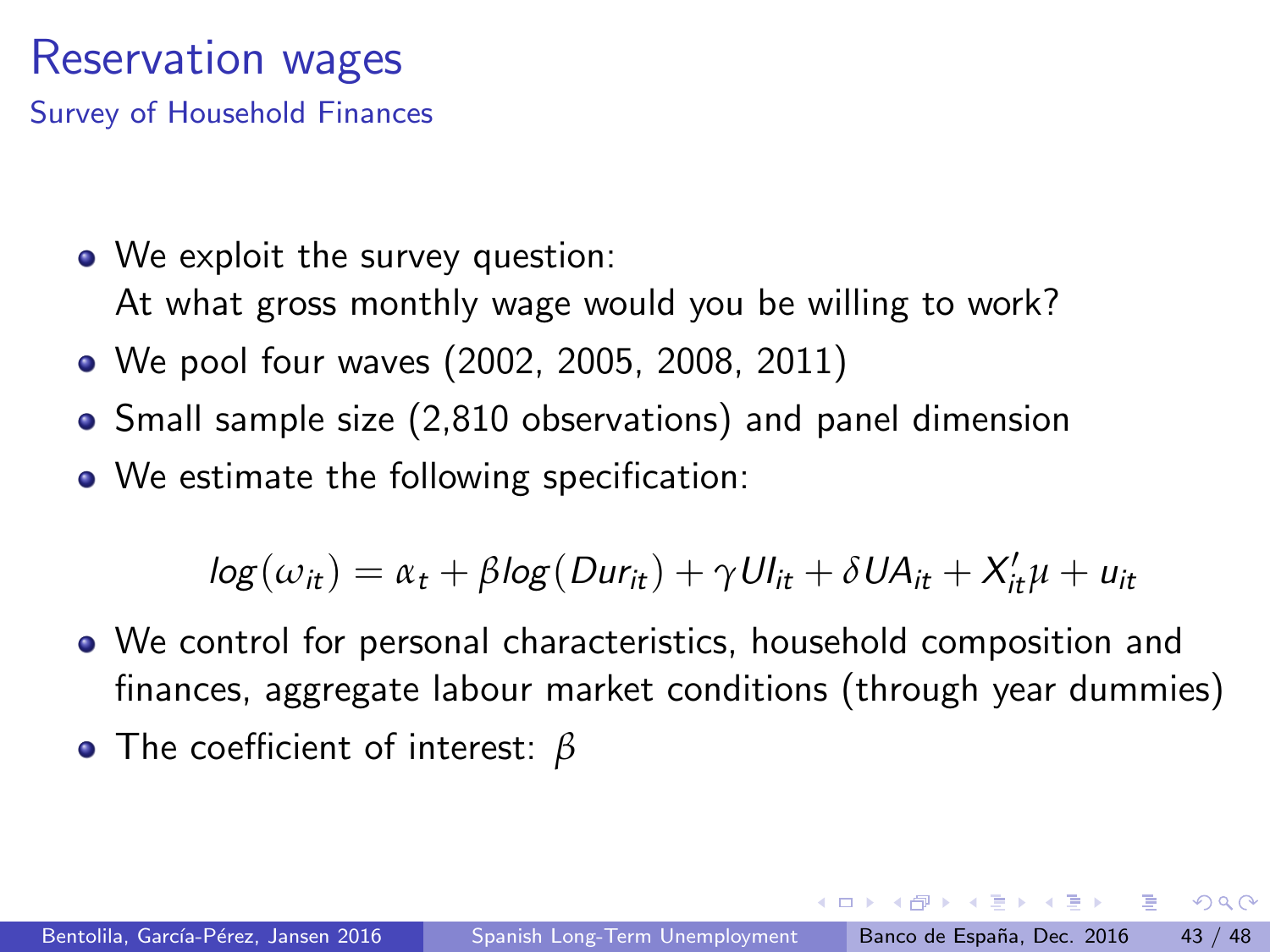# Reservation wages

## Survey of Household Finances

- We exploit the survey question:
  At what gross monthly wage would you be willing to work?
- We pool four waves (2002, 2005, 2008, 2011)
- Small sample size (2,810 observations) and panel dimension
- We estimate the following specification:

$$log(\omega_{it}) = \alpha_t + \beta log(Dur_{it}) + \gamma UI_{it} + \delta UA_{it} + X_{it}'\mu + u_{it}$$

- We control for personal characteristics, household composition and finances, aggregate labour market conditions (through year dummies)
- The coefficient of interest: $\beta$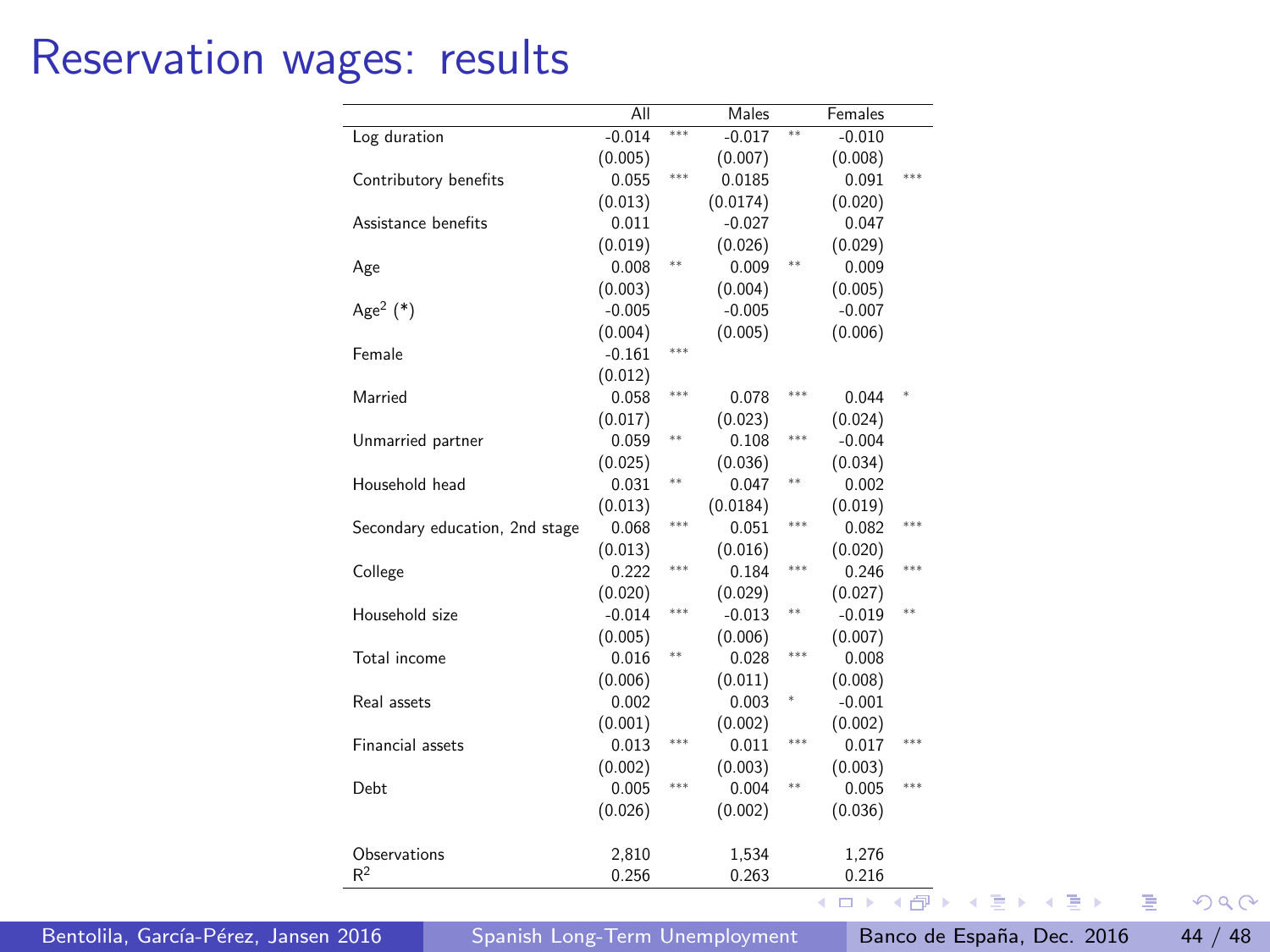# Reservation wages: results

| | All | | Males | | Females | |
|---|---|---|---|---|---|---|
| Log duration | -0.014 | *** | -0.017 | ** | -0.010 | |
| | (0.005) | | (0.007) | | (0.008) | |
| Contributory benefits | 0.055 | *** | 0.0185 | | 0.091 | *** |
| | (0.013) | | (0.0174) | | (0.020) | |
| Assistance benefits | 0.011 | | -0.027 | | 0.047 | |
| | (0.019) | | (0.026) | | (0.029) | |
| Age | 0.008 | ** | 0.009 | ** | 0.009 | |
| | (0.003) | | (0.004) | | (0.005) | |
| $Age^2$ (*) | -0.005 | | -0.005 | | -0.007 | |
| | (0.004) | | (0.005) | | (0.006) | |
| Female | -0.161 | *** | | | | |
| | (0.012) | | | | | |
| Married | 0.058 | *** | 0.078 | *** | 0.044 | * |
| | (0.017) | | (0.023) | | (0.024) | |
| Unmarried partner | 0.059 | ** | 0.108 | *** | -0.004 | |
| | (0.025) | | (0.036) | | (0.034) | |
| Household head | 0.031 | ** | 0.047 | ** | 0.002 | |
| | (0.013) | | (0.0184) | | (0.019) | |
| Secondary education, 2nd stage | 0.068 | *** | 0.051 | *** | 0.082 | *** |
| | (0.013) | | (0.016) | | (0.020) | |
| College | 0.222 | *** | 0.184 | *** | 0.246 | *** |
| | (0.020) | | (0.029) | | (0.027) | |
| Household size | -0.014 | *** | -0.013 | ** | -0.019 | ** |
| | (0.005) | | (0.006) | | (0.007) | |
| Total income | 0.016 | ** | 0.028 | *** | 0.008 | |
| | (0.006) | | (0.011) | | (0.008) | |
| Real assets | 0.002 | | 0.003 | * | -0.001 | |
| | (0.001) | | (0.002) | | (0.002) | |
| Financial assets | 0.013 | *** | 0.011 | *** | 0.017 | *** |
| | (0.002) | | (0.003) | | (0.003) | |
| Debt | 0.005 | *** | 0.004 | ** | 0.005 | *** |
| | (0.026) | | (0.002) | | (0.036) | |
| Observations | 2,810 | | 1,534 | | 1,276 | |
| $R^2$ | 0.256 | | 0.263 | | 0.216 | |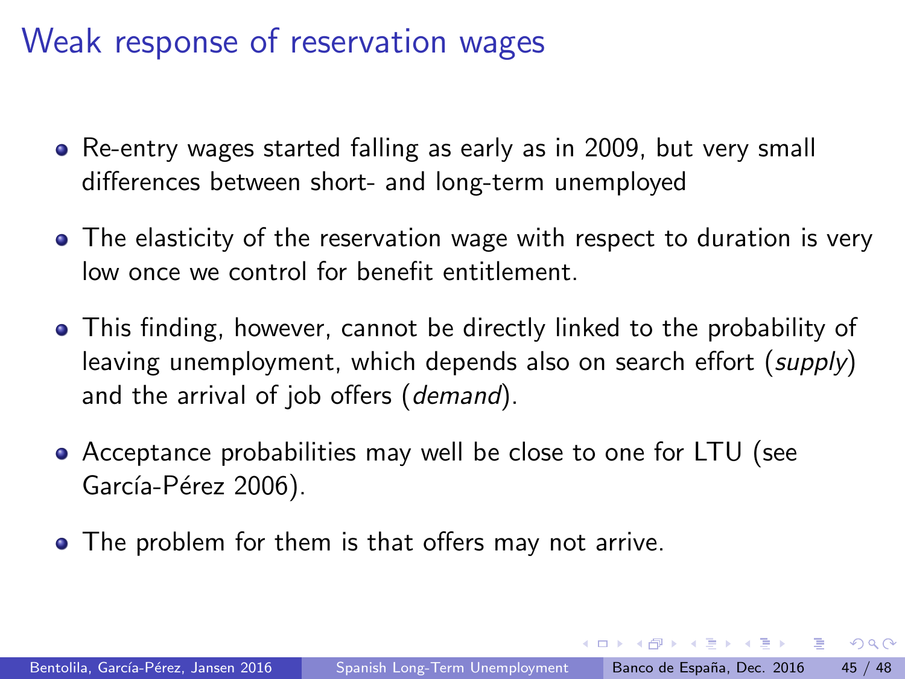# Weak response of reservation wages

- Re-entry wages started falling as early as in 2009, but very small differences between short- and long-term unemployed
- The elasticity of the reservation wage with respect to duration is very low once we control for benefit entitlement.
- This finding, however, cannot be directly linked to the probability of leaving unemployment, which depends also on search effort (*supply*) and the arrival of job offers (*demand*).
- Acceptance probabilities may well be close to one for LTU (see García-Pérez 2006).
- The problem for them is that offers may not arrive.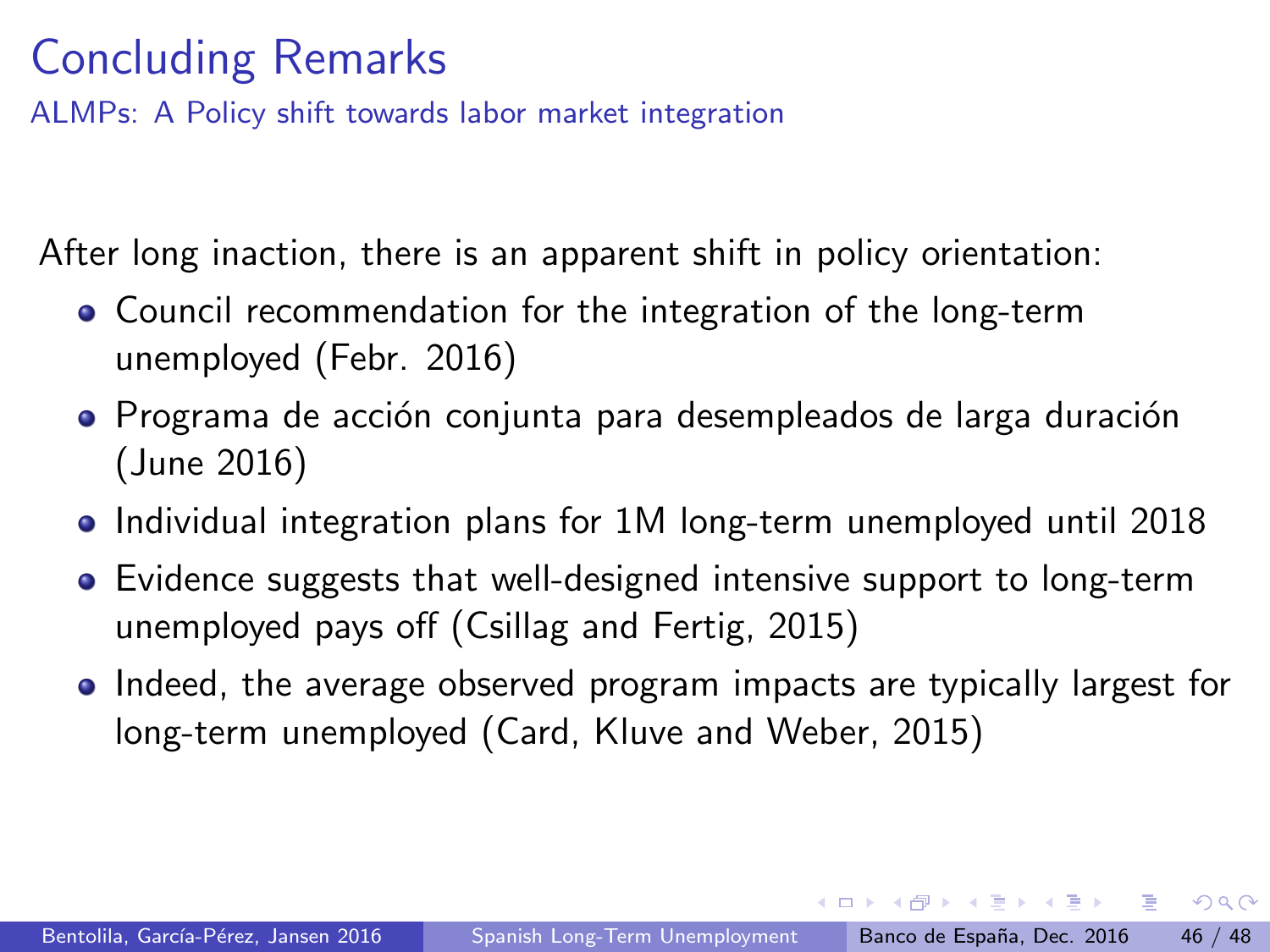# Concluding Remarks

## ALMPs: A Policy shift towards labor market integration

After long inaction, there is an apparent shift in policy orientation:

- Council recommendation for the integration of the long-term unemployed (Febr. 2016)
- Programa de acción conjunta para desempleados de larga duración (June 2016)
- Individual integration plans for 1M long-term unemployed until 2018
- Evidence suggests that well-designed intensive support to long-term unemployed pays off (Csillag and Fertig, 2015)
- Indeed, the average observed program impacts are typically largest for long-term unemployed (Card, Kluve and Weber, 2015)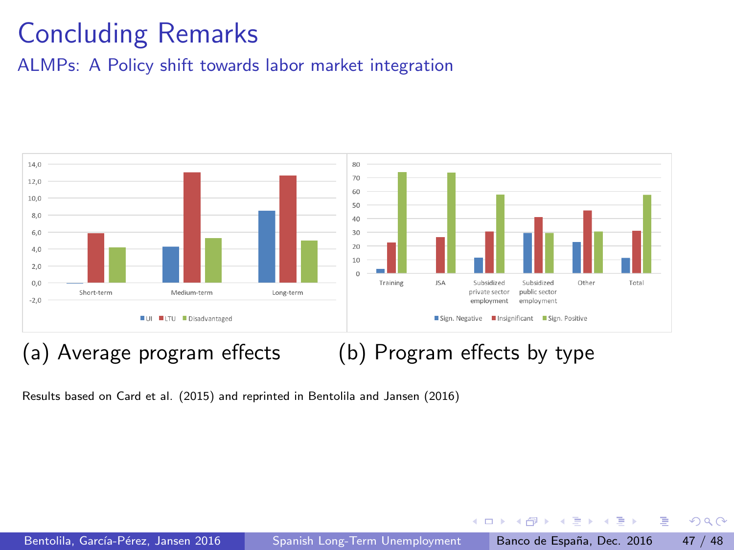# Concluding Remarks

## ALMPs: A Policy shift towards labor market integration

(a) Average program effects

(b) Program effects by type

Results based on Card et al. (2015) and reprinted in Bentolila and Jansen (2016)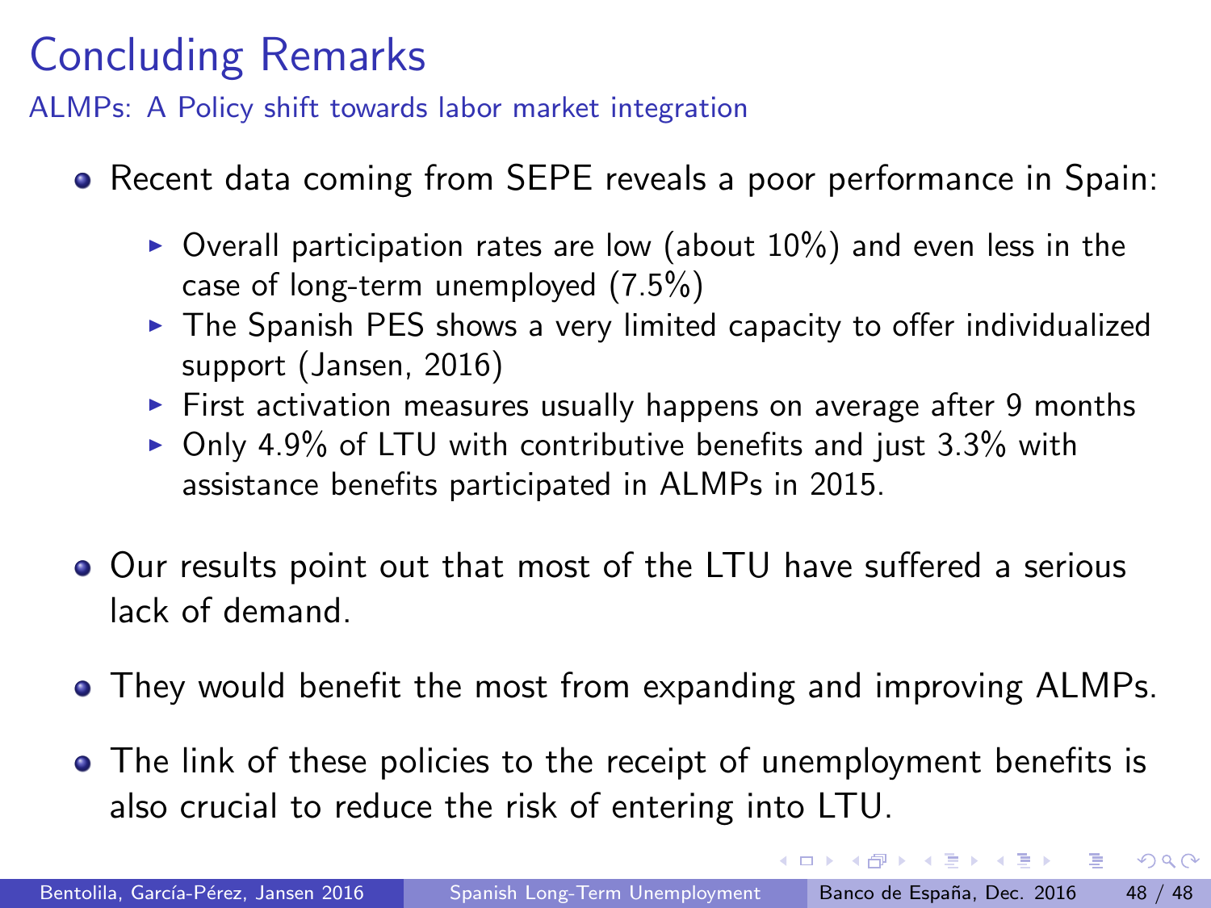# Concluding Remarks

## ALMPs: A Policy shift towards labor market integration

- Recent data coming from SEPE reveals a poor performance in Spain:
  - Overall participation rates are low (about 10%) and even less in the case of long-term unemployed (7.5%)
  - The Spanish PES shows a very limited capacity to offer individualized support (Jansen, 2016)
  - First activation measures usually happens on average after 9 months
  - Only 4.9% of LTU with contributive benefits and just 3.3% with assistance benefits participated in ALMPs in 2015.
- Our results point out that most of the LTU have suffered a serious lack of demand.
- They would benefit the most from expanding and improving ALMPs.
- The link of these policies to the receipt of unemployment benefits is also crucial to reduce the risk of entering into LTU.